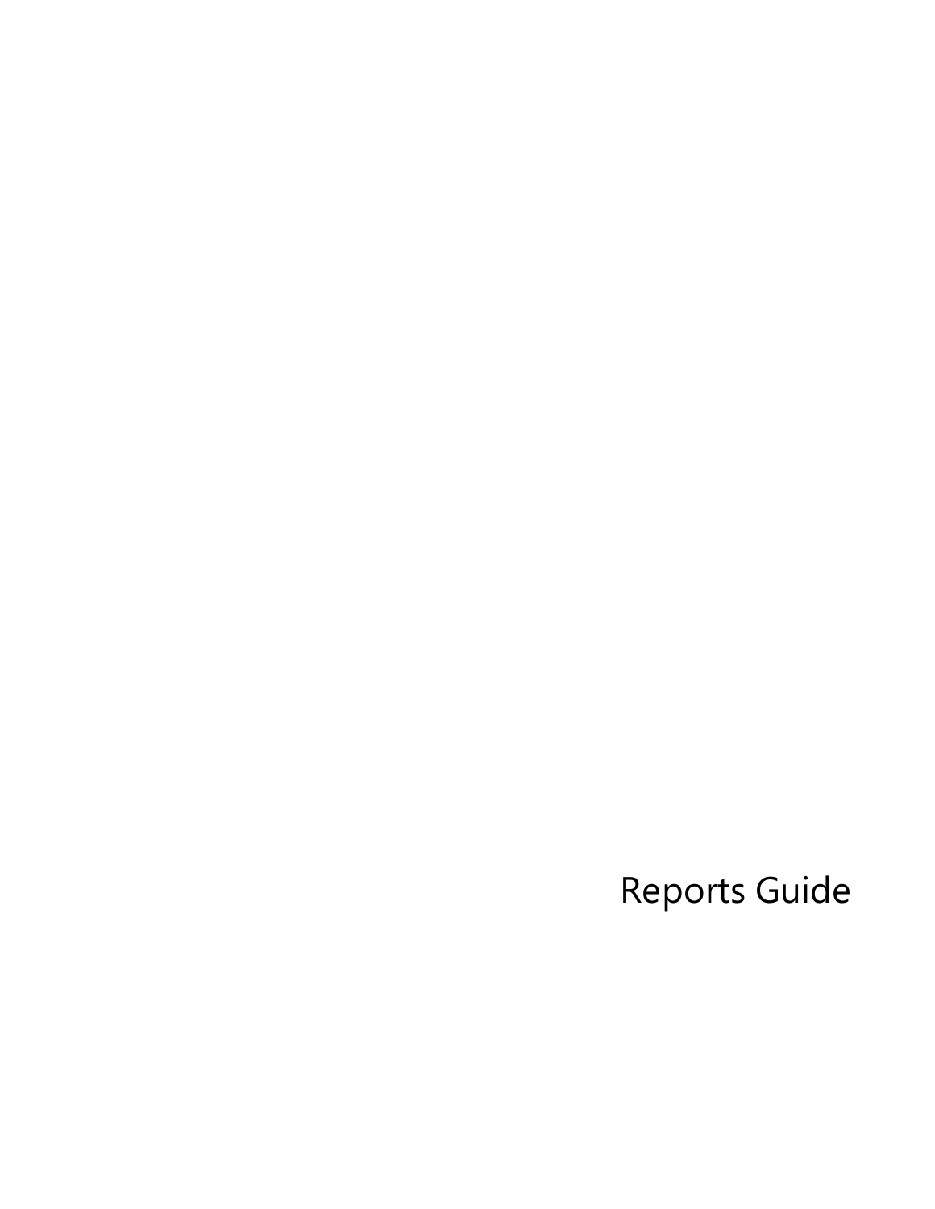# Reports Guide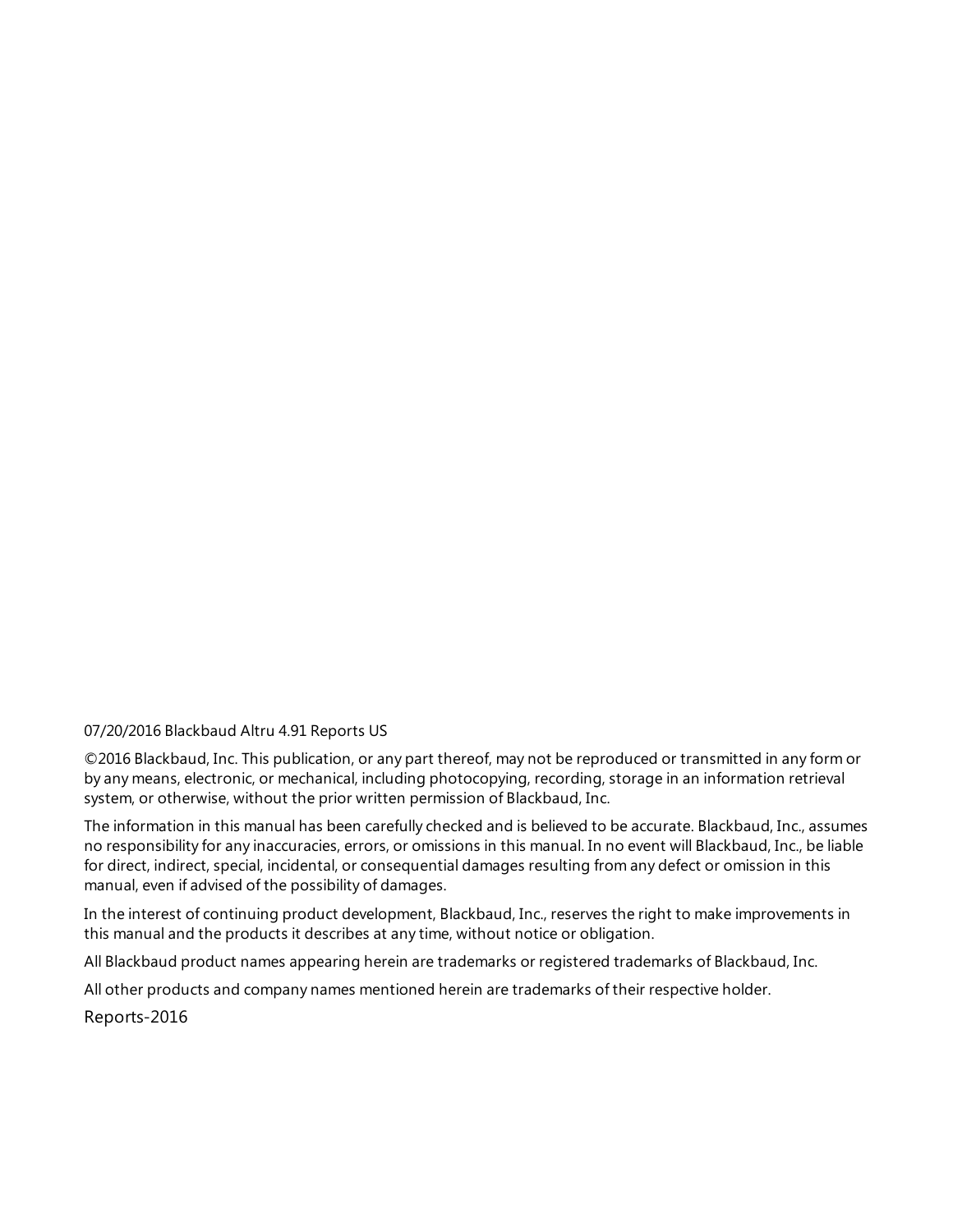07/20/2016 Blackbaud Altru 4.91 Reports US

©2016 Blackbaud, Inc. This publication, or any part thereof, may not be reproduced or transmitted in any form or by any means, electronic, or mechanical, including photocopying, recording, storage in an information retrieval system, or otherwise, without the prior written permission of Blackbaud, Inc.

The information in this manual has been carefully checked and is believed to be accurate. Blackbaud, Inc., assumes no responsibility for any inaccuracies, errors, or omissions in this manual. In no event will Blackbaud, Inc., be liable for direct, indirect, special, incidental, or consequential damages resulting from any defect or omission in this manual, even if advised of the possibility of damages.

In the interest of continuing product development, Blackbaud, Inc., reserves the right to make improvements in this manual and the products it describes at any time, without notice or obligation.

All Blackbaud product names appearing herein are trademarks or registered trademarks of Blackbaud, Inc.

All other products and company names mentioned herein are trademarks of their respective holder.

Reports-2016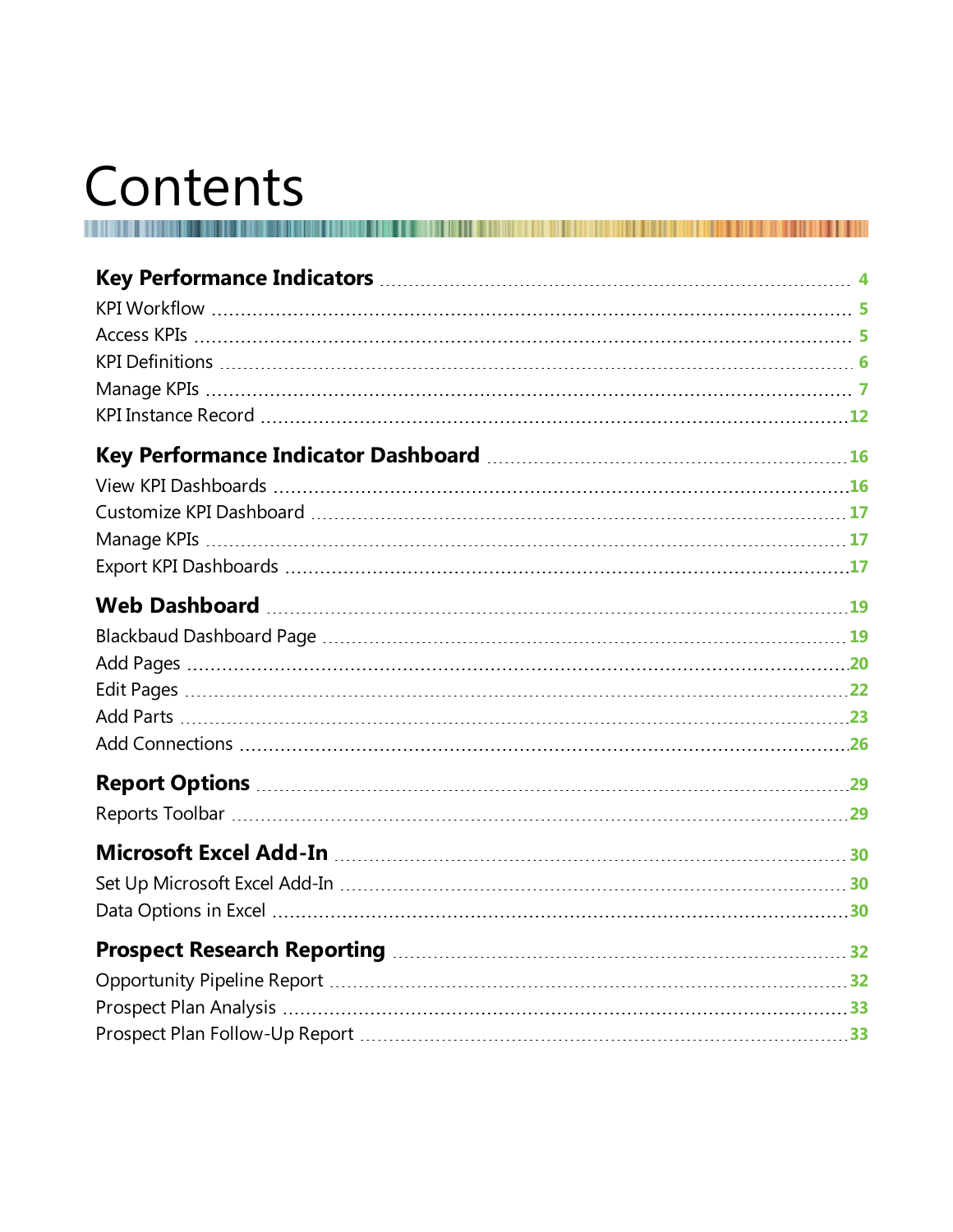# Contents

| | |
|---|---|
| **Key Performance Indicators** | **4** |
| KPI Workflow | 5 |
| Access KPIs | 5 |
| KPI Definitions | 6 |
| Manage KPIs | 7 |
| KPI Instance Record | 12 |
| **Key Performance Indicator Dashboard** | **16** |
| View KPI Dashboards | 16 |
| Customize KPI Dashboard | 17 |
| Manage KPIs | 17 |
| Export KPI Dashboards | 17 |
| **Web Dashboard** | **19** |
| Blackbaud Dashboard Page | 19 |
| Add Pages | 20 |
| Edit Pages | 22 |
| Add Parts | 23 |
| Add Connections | 26 |
| **Report Options** | **29** |
| Reports Toolbar | 29 |
| **Microsoft Excel Add-In** | **30** |
| Set Up Microsoft Excel Add-In | 30 |
| Data Options in Excel | 30 |
| **Prospect Research Reporting** | **32** |
| Opportunity Pipeline Report | 32 |
| Prospect Plan Analysis | 33 |
| Prospect Plan Follow-Up Report | 33 |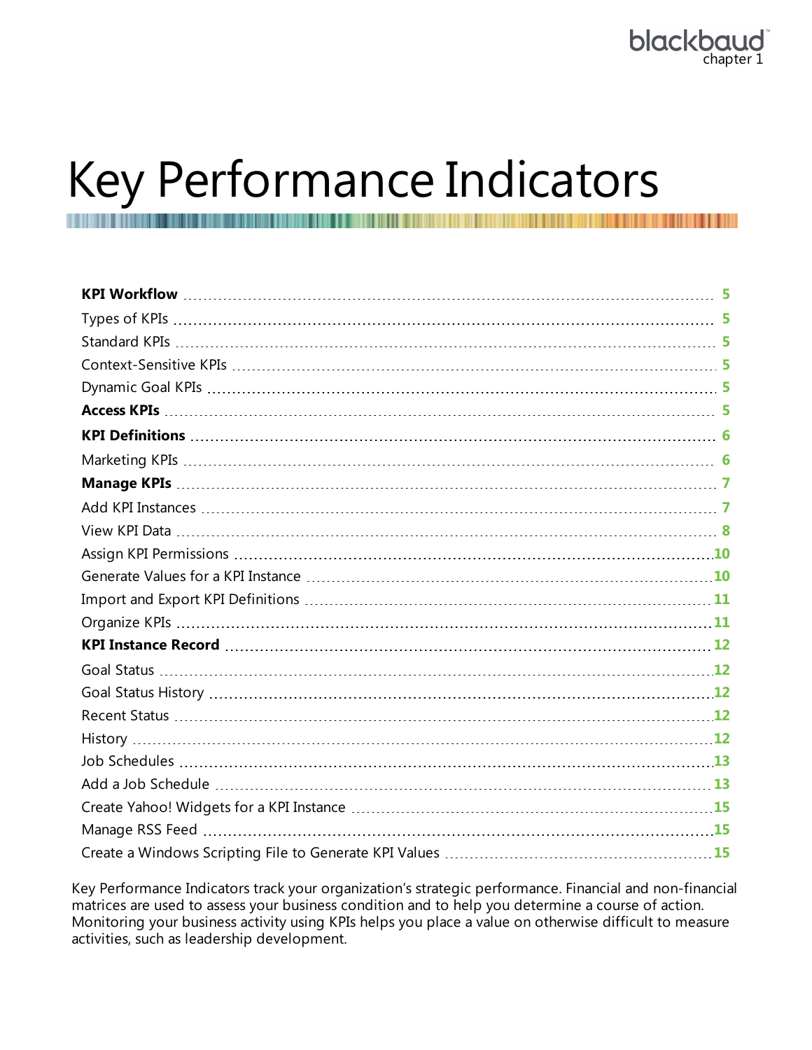# Key Performance Indicators

| | |
|---|---|
| **KPI Workflow** | **5** |
| Types of KPIs | 5 |
| Standard KPIs | 5 |
| Context-Sensitive KPIs | 5 |
| Dynamic Goal KPIs | 5 |
| **Access KPIs** | **5** |
| **KPI Definitions** | **6** |
| Marketing KPIs | 6 |
| **Manage KPIs** | **7** |
| Add KPI Instances | 7 |
| View KPI Data | 8 |
| Assign KPI Permissions | 10 |
| Generate Values for a KPI Instance | 10 |
| Import and Export KPI Definitions | 11 |
| Organize KPIs | 11 |
| **KPI Instance Record** | **12** |
| Goal Status | 12 |
| Goal Status History | 12 |
| Recent Status | 12 |
| History | 12 |
| Job Schedules | 13 |
| Add a Job Schedule | 13 |
| Create Yahoo! Widgets for a KPI Instance | 15 |
| Manage RSS Feed | 15 |
| Create a Windows Scripting File to Generate KPI Values | 15 |

Key Performance Indicators track your organization's strategic performance. Financial and non-financial matrices are used to assess your business condition and to help you determine a course of action. Monitoring your business activity using KPIs helps you place a value on otherwise difficult to measure activities, such as leadership development.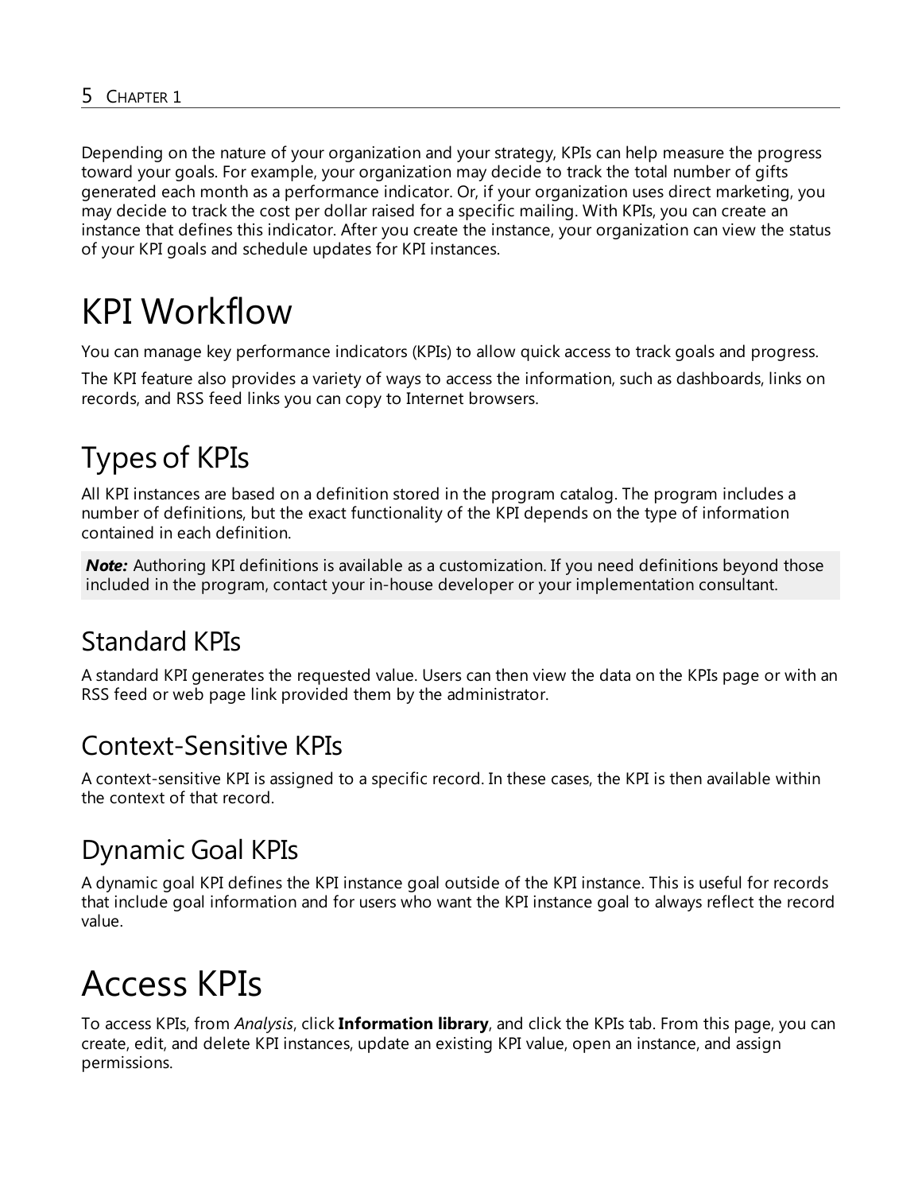Depending on the nature of your organization and your strategy, KPIs can help measure the progress toward your goals. For example, your organization may decide to track the total number of gifts generated each month as a performance indicator. Or, if your organization uses direct marketing, you may decide to track the cost per dollar raised for a specific mailing. With KPIs, you can create an instance that defines this indicator. After you create the instance, your organization can view the status of your KPI goals and schedule updates for KPI instances.

# KPI Workflow

You can manage key performance indicators (KPIs) to allow quick access to track goals and progress.

The KPI feature also provides a variety of ways to access the information, such as dashboards, links on records, and RSS feed links you can copy to Internet browsers.

## Types of KPIs

All KPI instances are based on a definition stored in the program catalog. The program includes a number of definitions, but the exact functionality of the KPI depends on the type of information contained in each definition.

> ***Note:*** Authoring KPI definitions is available as a customization. If you need definitions beyond those included in the program, contact your in-house developer or your implementation consultant.

### Standard KPIs

A standard KPI generates the requested value. Users can then view the data on the KPIs page or with an RSS feed or web page link provided them by the administrator.

### Context-Sensitive KPIs

A context-sensitive KPI is assigned to a specific record. In these cases, the KPI is then available within the context of that record.

### Dynamic Goal KPIs

A dynamic goal KPI defines the KPI instance goal outside of the KPI instance. This is useful for records that include goal information and for users who want the KPI instance goal to always reflect the record value.

# Access KPIs

To access KPIs, from *Analysis*, click **Information library**, and click the KPIs tab. From this page, you can create, edit, and delete KPI instances, update an existing KPI value, open an instance, and assign permissions.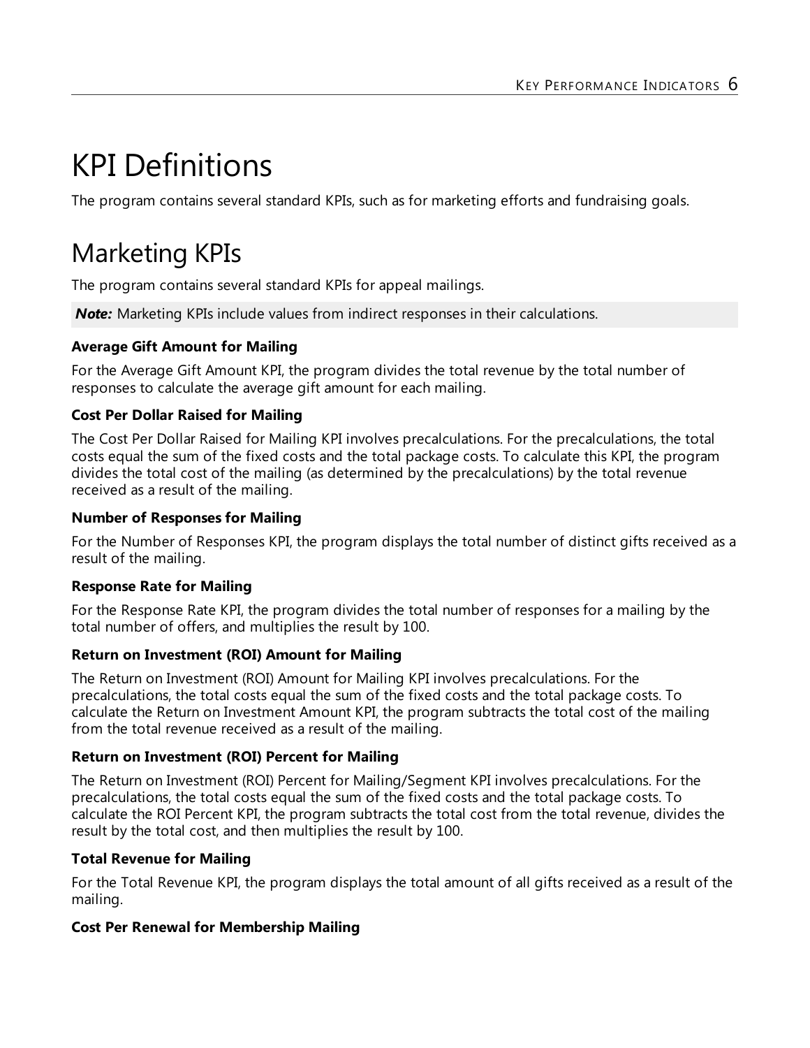# KPI Definitions

The program contains several standard KPIs, such as for marketing efforts and fundraising goals.

# Marketing KPIs

The program contains several standard KPIs for appeal mailings.

> ***Note:*** Marketing KPIs include values from indirect responses in their calculations.

**Average Gift Amount for Mailing**

For the Average Gift Amount KPI, the program divides the total revenue by the total number of responses to calculate the average gift amount for each mailing.

**Cost Per Dollar Raised for Mailing**

The Cost Per Dollar Raised for Mailing KPI involves precalculations. For the precalculations, the total costs equal the sum of the fixed costs and the total package costs. To calculate this KPI, the program divides the total cost of the mailing (as determined by the precalculations) by the total revenue received as a result of the mailing.

**Number of Responses for Mailing**

For the Number of Responses KPI, the program displays the total number of distinct gifts received as a result of the mailing.

**Response Rate for Mailing**

For the Response Rate KPI, the program divides the total number of responses for a mailing by the total number of offers, and multiplies the result by 100.

**Return on Investment (ROI) Amount for Mailing**

The Return on Investment (ROI) Amount for Mailing KPI involves precalculations. For the precalculations, the total costs equal the sum of the fixed costs and the total package costs. To calculate the Return on Investment Amount KPI, the program subtracts the total cost of the mailing from the total revenue received as a result of the mailing.

**Return on Investment (ROI) Percent for Mailing**

The Return on Investment (ROI) Percent for Mailing/Segment KPI involves precalculations. For the precalculations, the total costs equal the sum of the fixed costs and the total package costs. To calculate the ROI Percent KPI, the program subtracts the total cost from the total revenue, divides the result by the total cost, and then multiplies the result by 100.

**Total Revenue for Mailing**

For the Total Revenue KPI, the program displays the total amount of all gifts received as a result of the mailing.

**Cost Per Renewal for Membership Mailing**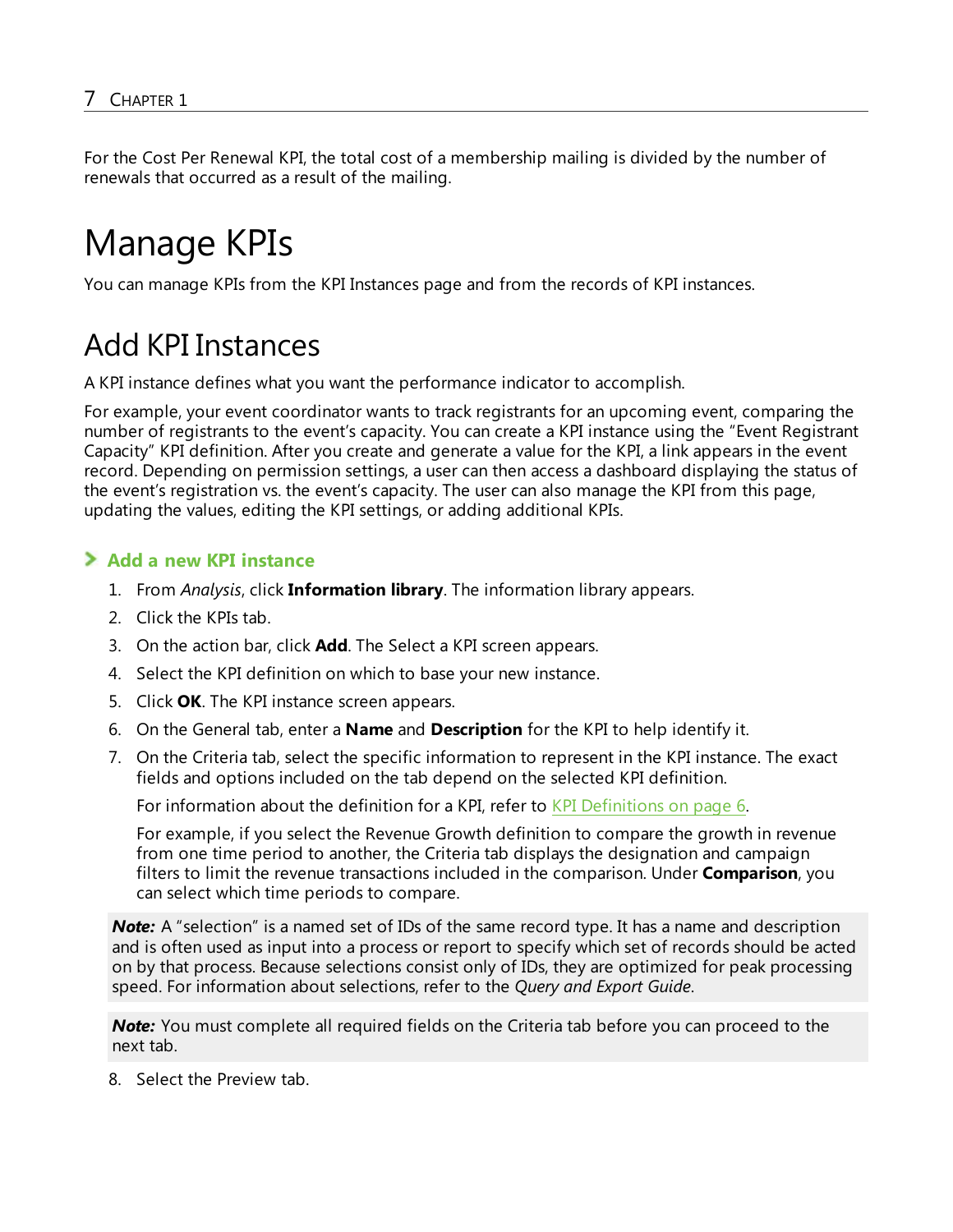For the Cost Per Renewal KPI, the total cost of a membership mailing is divided by the number of renewals that occurred as a result of the mailing.

# Manage KPIs

You can manage KPIs from the KPI Instances page and from the records of KPI instances.

# Add KPI Instances

A KPI instance defines what you want the performance indicator to accomplish.

For example, your event coordinator wants to track registrants for an upcoming event, comparing the number of registrants to the event's capacity. You can create a KPI instance using the "Event Registrant Capacity" KPI definition. After you create and generate a value for the KPI, a link appears in the event record. Depending on permission settings, a user can then access a dashboard displaying the status of the event's registration vs. the event's capacity. The user can also manage the KPI from this page, updating the values, editing the KPI settings, or adding additional KPIs.

### Add a new KPI instance

1. From *Analysis*, click **Information library**. The information library appears.
2. Click the KPIs tab.
3. On the action bar, click **Add**. The Select a KPI screen appears.
4. Select the KPI definition on which to base your new instance.
5. Click **OK**. The KPI instance screen appears.
6. On the General tab, enter a **Name** and **Description** for the KPI to help identify it.
7. On the Criteria tab, select the specific information to represent in the KPI instance. The exact fields and options included on the tab depend on the selected KPI definition.

   For information about the definition for a KPI, refer to KPI Definitions on page 6.

   For example, if you select the Revenue Growth definition to compare the growth in revenue from one time period to another, the Criteria tab displays the designation and campaign filters to limit the revenue transactions included in the comparison. Under **Comparison**, you can select which time periods to compare.

> ***Note:*** A "selection" is a named set of IDs of the same record type. It has a name and description and is often used as input into a process or report to specify which set of records should be acted on by that process. Because selections consist only of IDs, they are optimized for peak processing speed. For information about selections, refer to the *Query and Export Guide*.

> ***Note:*** You must complete all required fields on the Criteria tab before you can proceed to the next tab.

8. Select the Preview tab.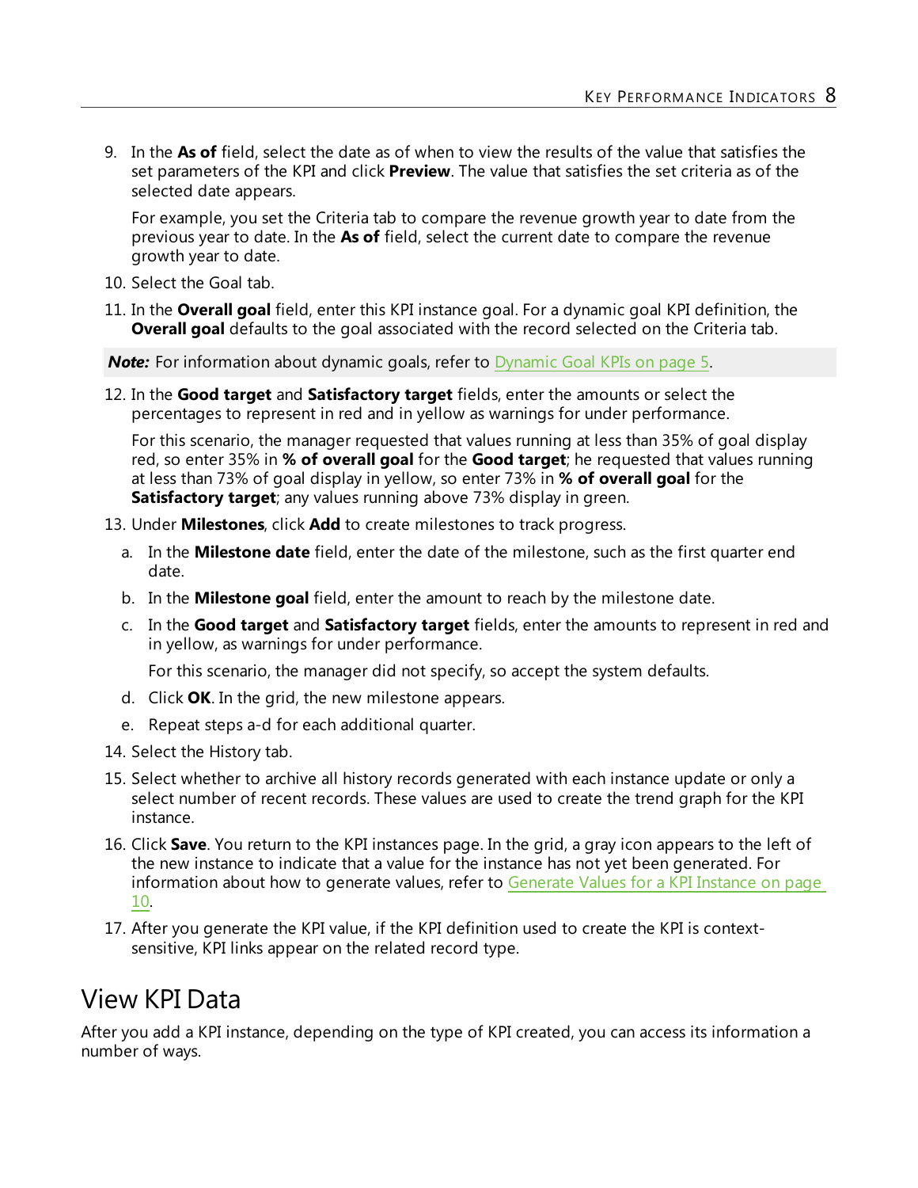9. In the **As of** field, select the date as of when to view the results of the value that satisfies the set parameters of the KPI and click **Preview**. The value that satisfies the set criteria as of the selected date appears.

   For example, you set the Criteria tab to compare the revenue growth year to date from the previous year to date. In the **As of** field, select the current date to compare the revenue growth year to date.

10. Select the Goal tab.
11. In the **Overall goal** field, enter this KPI instance goal. For a dynamic goal KPI definition, the **Overall goal** defaults to the goal associated with the record selected on the Criteria tab.

***Note:*** For information about dynamic goals, refer to Dynamic Goal KPIs on page 5.

12. In the **Good target** and **Satisfactory target** fields, enter the amounts or select the percentages to represent in red and in yellow as warnings for under performance.

    For this scenario, the manager requested that values running at less than 35% of goal display red, so enter 35% in **% of overall goal** for the **Good target**; he requested that values running at less than 73% of goal display in yellow, so enter 73% in **% of overall goal** for the **Satisfactory target**; any values running above 73% display in green.

13. Under **Milestones**, click **Add** to create milestones to track progress.
    a. In the **Milestone date** field, enter the date of the milestone, such as the first quarter end date.
    b. In the **Milestone goal** field, enter the amount to reach by the milestone date.
    c. In the **Good target** and **Satisfactory target** fields, enter the amounts to represent in red and in yellow, as warnings for under performance.

       For this scenario, the manager did not specify, so accept the system defaults.

    d. Click **OK**. In the grid, the new milestone appears.
    e. Repeat steps a-d for each additional quarter.
14. Select the History tab.
15. Select whether to archive all history records generated with each instance update or only a select number of recent records. These values are used to create the trend graph for the KPI instance.
16. Click **Save**. You return to the KPI instances page. In the grid, a gray icon appears to the left of the new instance to indicate that a value for the instance has not yet been generated. For information about how to generate values, refer to Generate Values for a KPI Instance on page 10.
17. After you generate the KPI value, if the KPI definition used to create the KPI is context-sensitive, KPI links appear on the related record type.

# View KPI Data

After you add a KPI instance, depending on the type of KPI created, you can access its information a number of ways.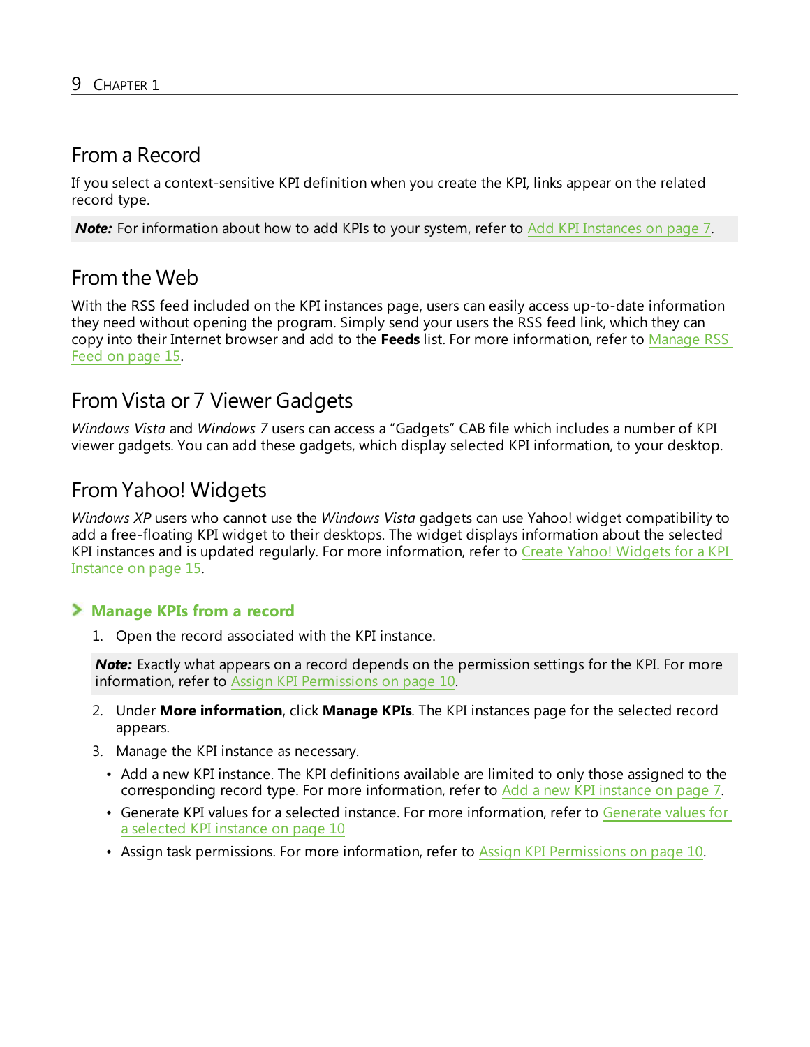## From a Record

If you select a context-sensitive KPI definition when you create the KPI, links appear on the related record type.

***Note:*** For information about how to add KPIs to your system, refer to Add KPI Instances on page 7.

## From the Web

With the RSS feed included on the KPI instances page, users can easily access up-to-date information they need without opening the program. Simply send your users the RSS feed link, which they can copy into their Internet browser and add to the **Feeds** list. For more information, refer to Manage RSS Feed on page 15.

## From Vista or 7 Viewer Gadgets

*Windows Vista* and *Windows 7* users can access a “Gadgets” CAB file which includes a number of KPI viewer gadgets. You can add these gadgets, which display selected KPI information, to your desktop.

## From Yahoo! Widgets

*Windows XP* users who cannot use the *Windows Vista* gadgets can use Yahoo! widget compatibility to add a free-floating KPI widget to their desktops. The widget displays information about the selected KPI instances and is updated regularly. For more information, refer to Create Yahoo! Widgets for a KPI Instance on page 15.

### Manage KPIs from a record

1. Open the record associated with the KPI instance.

   ***Note:*** Exactly what appears on a record depends on the permission settings for the KPI. For more information, refer to Assign KPI Permissions on page 10.

2. Under **More information**, click **Manage KPIs**. The KPI instances page for the selected record appears.
3. Manage the KPI instance as necessary.
   - Add a new KPI instance. The KPI definitions available are limited to only those assigned to the corresponding record type. For more information, refer to Add a new KPI instance on page 7.
   - Generate KPI values for a selected instance. For more information, refer to Generate values for a selected KPI instance on page 10
   - Assign task permissions. For more information, refer to Assign KPI Permissions on page 10.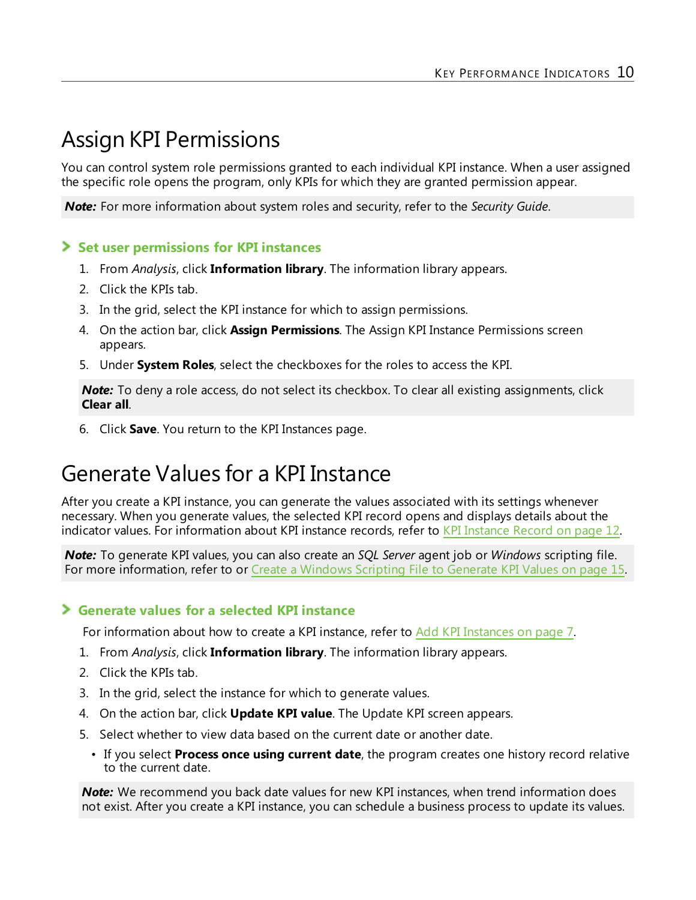# Assign KPI Permissions

You can control system role permissions granted to each individual KPI instance. When a user assigned the specific role opens the program, only KPIs for which they are granted permission appear.

***Note:*** For more information about system roles and security, refer to the *Security Guide*.

### Set user permissions for KPI instances

1. From *Analysis*, click **Information library**. The information library appears.
2. Click the KPIs tab.
3. In the grid, select the KPI instance for which to assign permissions.
4. On the action bar, click **Assign Permissions**. The Assign KPI Instance Permissions screen appears.
5. Under **System Roles**, select the checkboxes for the roles to access the KPI.

   ***Note:*** To deny a role access, do not select its checkbox. To clear all existing assignments, click **Clear all**.

6. Click **Save**. You return to the KPI Instances page.

# Generate Values for a KPI Instance

After you create a KPI instance, you can generate the values associated with its settings whenever necessary. When you generate values, the selected KPI record opens and displays details about the indicator values. For information about KPI instance records, refer to KPI Instance Record on page 12.

***Note:*** To generate KPI values, you can also create an *SQL Server* agent job or *Windows* scripting file. For more information, refer to or Create a Windows Scripting File to Generate KPI Values on page 15.

### Generate values for a selected KPI instance

For information about how to create a KPI instance, refer to Add KPI Instances on page 7.

1. From *Analysis*, click **Information library**. The information library appears.
2. Click the KPIs tab.
3. In the grid, select the instance for which to generate values.
4. On the action bar, click **Update KPI value**. The Update KPI screen appears.
5. Select whether to view data based on the current date or another date.
   - If you select **Process once using current date**, the program creates one history record relative to the current date.

   ***Note:*** We recommend you back date values for new KPI instances, when trend information does not exist. After you create a KPI instance, you can schedule a business process to update its values.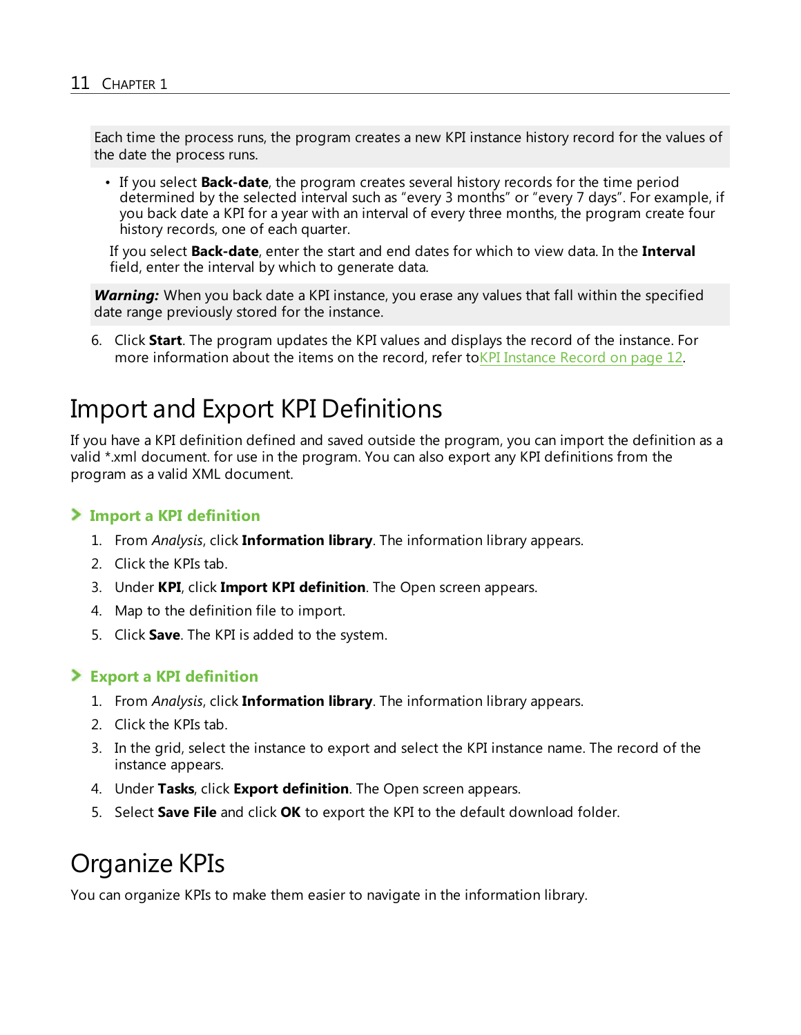Each time the process runs, the program creates a new KPI instance history record for the values of the date the process runs.

- If you select **Back-date**, the program creates several history records for the time period determined by the selected interval such as “every 3 months” or “every 7 days”. For example, if you back date a KPI for a year with an interval of every three months, the program create four history records, one of each quarter.

If you select **Back-date**, enter the start and end dates for which to view data. In the **Interval** field, enter the interval by which to generate data.

***Warning:*** When you back date a KPI instance, you erase any values that fall within the specified date range previously stored for the instance.

6. Click **Start**. The program updates the KPI values and displays the record of the instance. For more information about the items on the record, refer toKPI Instance Record on page 12.

# Import and Export KPI Definitions

If you have a KPI definition defined and saved outside the program, you can import the definition as a valid *.xml document. for use in the program. You can also export any KPI definitions from the program as a valid XML document.

### Import a KPI definition

1. From *Analysis*, click **Information library**. The information library appears.
2. Click the KPIs tab.
3. Under **KPI**, click **Import KPI definition**. The Open screen appears.
4. Map to the definition file to import.
5. Click **Save**. The KPI is added to the system.

### Export a KPI definition

1. From *Analysis*, click **Information library**. The information library appears.
2. Click the KPIs tab.
3. In the grid, select the instance to export and select the KPI instance name. The record of the instance appears.
4. Under **Tasks**, click **Export definition**. The Open screen appears.
5. Select **Save File** and click **OK** to export the KPI to the default download folder.

# Organize KPIs

You can organize KPIs to make them easier to navigate in the information library.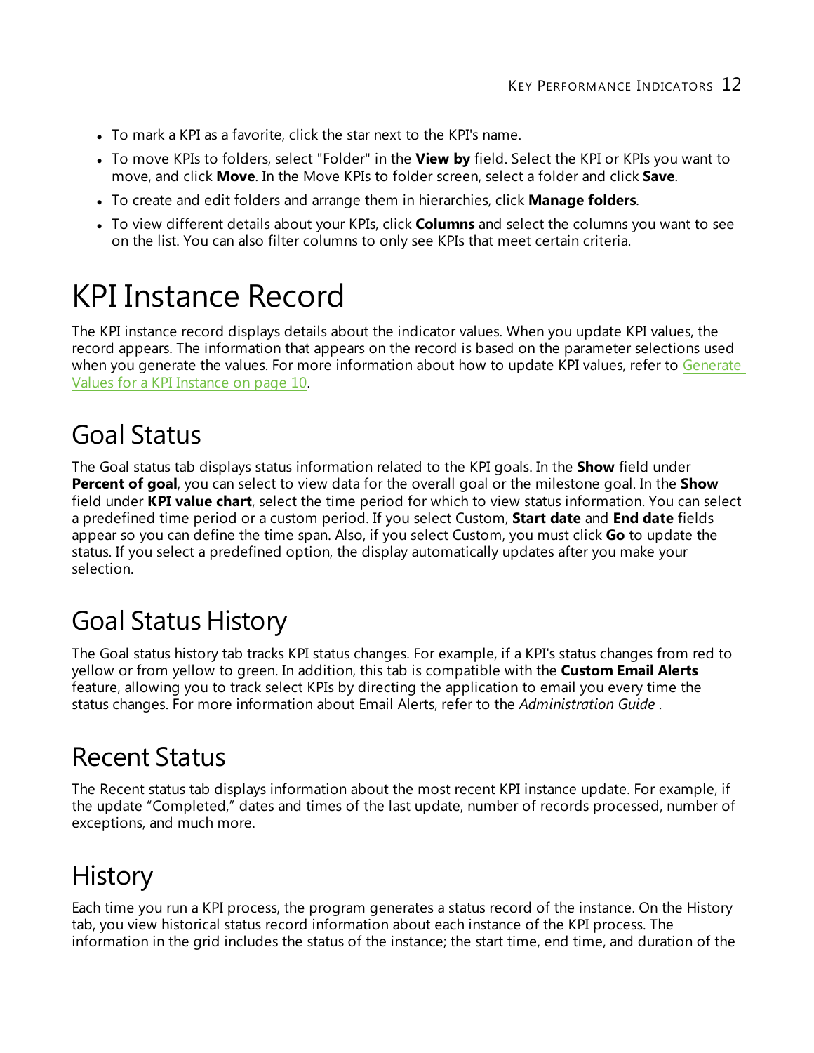- To mark a KPI as a favorite, click the star next to the KPI's name.
- To move KPIs to folders, select "Folder" in the **View by** field. Select the KPI or KPIs you want to move, and click **Move**. In the Move KPIs to folder screen, select a folder and click **Save**.
- To create and edit folders and arrange them in hierarchies, click **Manage folders**.
- To view different details about your KPIs, click **Columns** and select the columns you want to see on the list. You can also filter columns to only see KPIs that meet certain criteria.

# KPI Instance Record

The KPI instance record displays details about the indicator values. When you update KPI values, the record appears. The information that appears on the record is based on the parameter selections used when you generate the values. For more information about how to update KPI values, refer to Generate Values for a KPI Instance on page 10.

## Goal Status

The Goal status tab displays status information related to the KPI goals. In the **Show** field under **Percent of goal**, you can select to view data for the overall goal or the milestone goal. In the **Show** field under **KPI value chart**, select the time period for which to view status information. You can select a predefined time period or a custom period. If you select Custom, **Start date** and **End date** fields appear so you can define the time span. Also, if you select Custom, you must click **Go** to update the status. If you select a predefined option, the display automatically updates after you make your selection.

## Goal Status History

The Goal status history tab tracks KPI status changes. For example, if a KPI's status changes from red to yellow or from yellow to green. In addition, this tab is compatible with the **Custom Email Alerts** feature, allowing you to track select KPIs by directing the application to email you every time the status changes. For more information about Email Alerts, refer to the *Administration Guide* .

## Recent Status

The Recent status tab displays information about the most recent KPI instance update. For example, if the update “Completed,” dates and times of the last update, number of records processed, number of exceptions, and much more.

## History

Each time you run a KPI process, the program generates a status record of the instance. On the History tab, you view historical status record information about each instance of the KPI process. The information in the grid includes the status of the instance; the start time, end time, and duration of the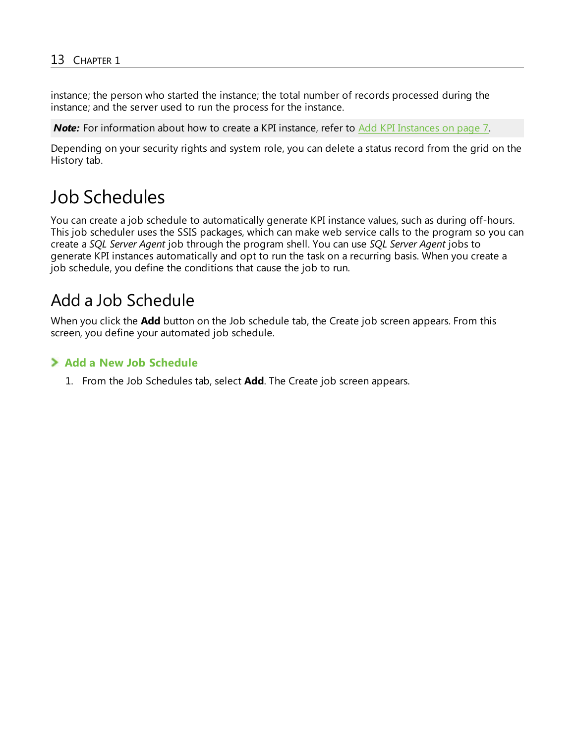instance; the person who started the instance; the total number of records processed during the instance; and the server used to run the process for the instance.

***Note:*** For information about how to create a KPI instance, refer to Add KPI Instances on page 7.

Depending on your security rights and system role, you can delete a status record from the grid on the History tab.

# Job Schedules

You can create a job schedule to automatically generate KPI instance values, such as during off-hours. This job scheduler uses the SSIS packages, which can make web service calls to the program so you can create a *SQL Server Agent* job through the program shell. You can use *SQL Server Agent* jobs to generate KPI instances automatically and opt to run the task on a recurring basis. When you create a job schedule, you define the conditions that cause the job to run.

## Add a Job Schedule

When you click the **Add** button on the Job schedule tab, the Create job screen appears. From this screen, you define your automated job schedule.

### Add a New Job Schedule

1. From the Job Schedules tab, select **Add**. The Create job screen appears.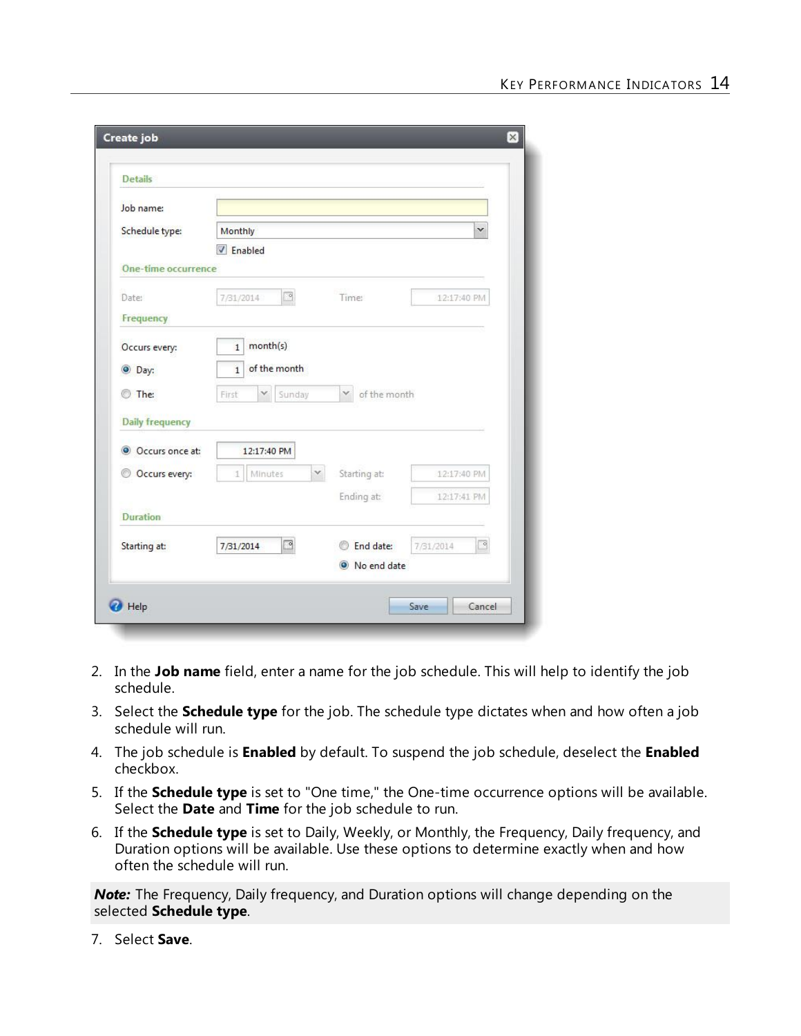2. In the **Job name** field, enter a name for the job schedule. This will help to identify the job schedule.
3. Select the **Schedule type** for the job. The schedule type dictates when and how often a job schedule will run.
4. The job schedule is **Enabled** by default. To suspend the job schedule, deselect the **Enabled** checkbox.
5. If the **Schedule type** is set to "One time," the One-time occurrence options will be available. Select the **Date** and **Time** for the job schedule to run.
6. If the **Schedule type** is set to Daily, Weekly, or Monthly, the Frequency, Daily frequency, and Duration options will be available. Use these options to determine exactly when and how often the schedule will run.

***Note:*** The Frequency, Daily frequency, and Duration options will change depending on the selected **Schedule type**.

7. Select **Save**.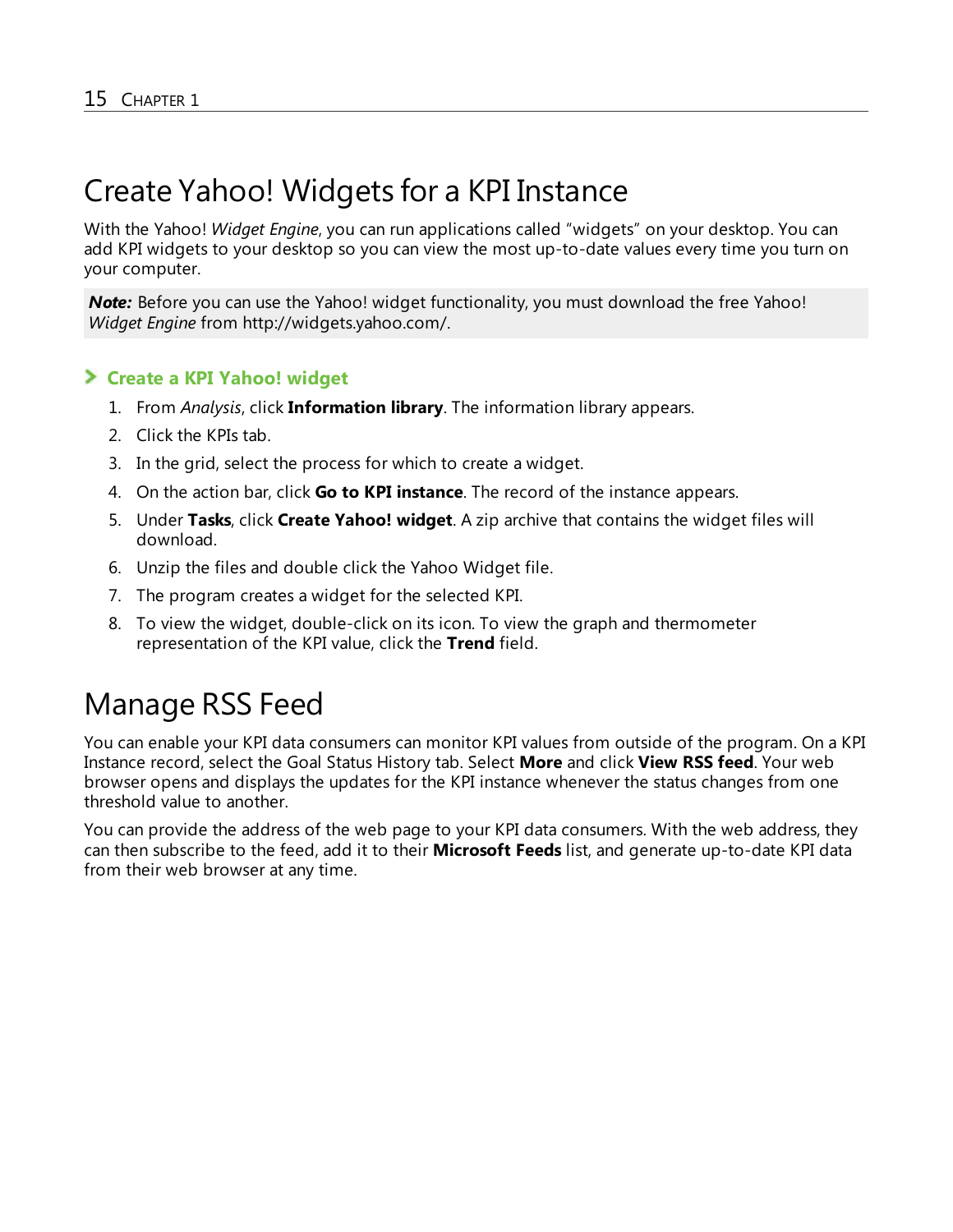# Create Yahoo! Widgets for a KPI Instance

With the Yahoo! *Widget Engine*, you can run applications called “widgets” on your desktop. You can add KPI widgets to your desktop so you can view the most up-to-date values every time you turn on your computer.

***Note:*** Before you can use the Yahoo! widget functionality, you must download the free Yahoo! *Widget Engine* from http://widgets.yahoo.com/.

### Create a KPI Yahoo! widget

1. From *Analysis*, click **Information library**. The information library appears.
2. Click the KPIs tab.
3. In the grid, select the process for which to create a widget.
4. On the action bar, click **Go to KPI instance**. The record of the instance appears.
5. Under **Tasks**, click **Create Yahoo! widget**. A zip archive that contains the widget files will download.
6. Unzip the files and double click the Yahoo Widget file.
7. The program creates a widget for the selected KPI.
8. To view the widget, double-click on its icon. To view the graph and thermometer representation of the KPI value, click the **Trend** field.

# Manage RSS Feed

You can enable your KPI data consumers can monitor KPI values from outside of the program. On a KPI Instance record, select the Goal Status History tab. Select **More** and click **View RSS feed**. Your web browser opens and displays the updates for the KPI instance whenever the status changes from one threshold value to another.

You can provide the address of the web page to your KPI data consumers. With the web address, they can then subscribe to the feed, add it to their **Microsoft Feeds** list, and generate up-to-date KPI data from their web browser at any time.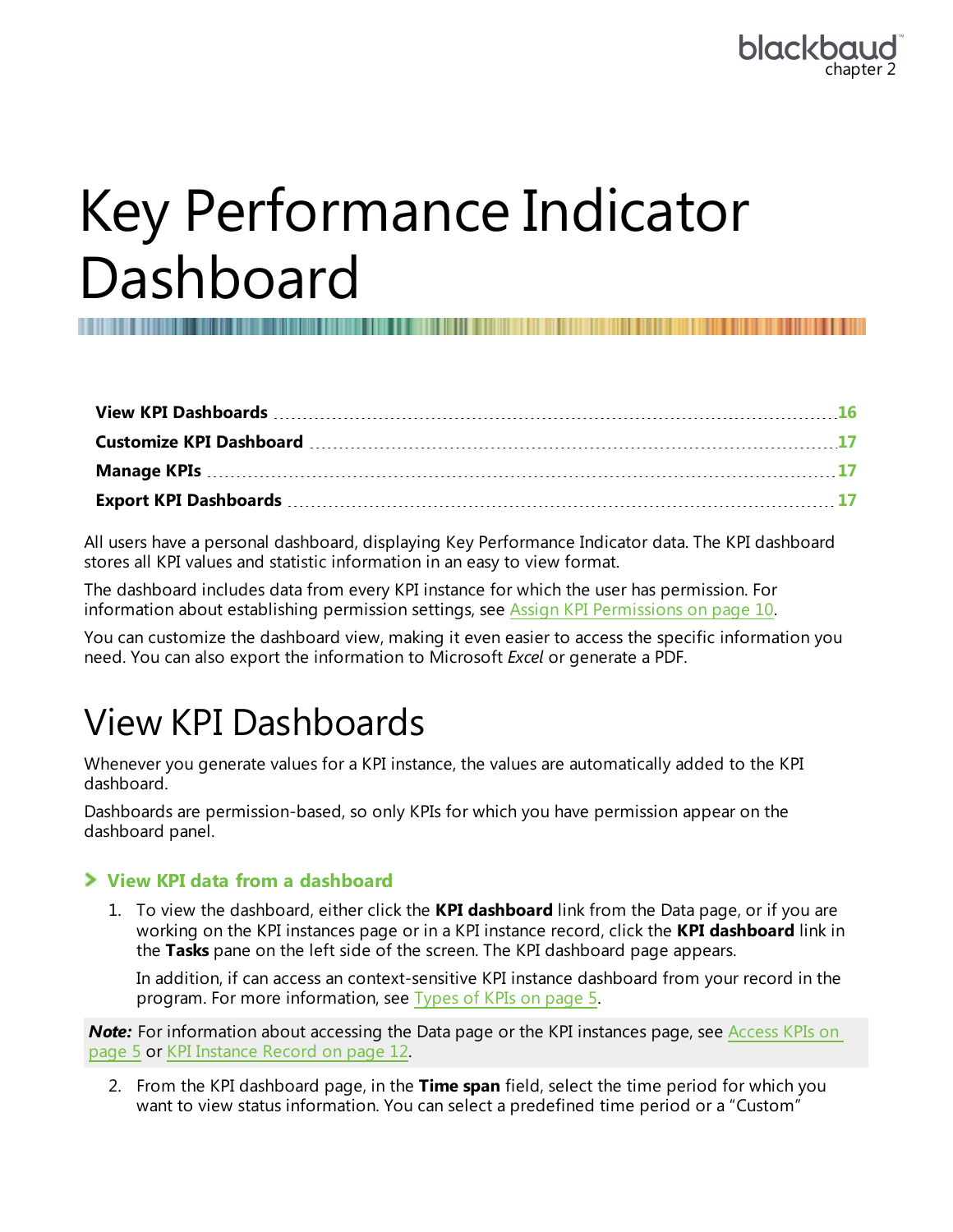# Key Performance Indicator Dashboard

| | |
|---|---|
| **View KPI Dashboards** | 16 |
| **Customize KPI Dashboard** | 17 |
| **Manage KPIs** | 17 |
| **Export KPI Dashboards** | 17 |

All users have a personal dashboard, displaying Key Performance Indicator data. The KPI dashboard stores all KPI values and statistic information in an easy to view format.

The dashboard includes data from every KPI instance for which the user has permission. For information about establishing permission settings, see Assign KPI Permissions on page 10.

You can customize the dashboard view, making it even easier to access the specific information you need. You can also export the information to Microsoft *Excel* or generate a PDF.

## View KPI Dashboards

Whenever you generate values for a KPI instance, the values are automatically added to the KPI dashboard.

Dashboards are permission-based, so only KPIs for which you have permission appear on the dashboard panel.

### View KPI data from a dashboard

1. To view the dashboard, either click the **KPI dashboard** link from the Data page, or if you are working on the KPI instances page or in a KPI instance record, click the **KPI dashboard** link in the **Tasks** pane on the left side of the screen. The KPI dashboard page appears.

   In addition, if can access an context-sensitive KPI instance dashboard from your record in the program. For more information, see Types of KPIs on page 5.

***Note:*** For information about accessing the Data page or the KPI instances page, see Access KPIs on page 5 or KPI Instance Record on page 12.

2. From the KPI dashboard page, in the **Time span** field, select the time period for which you want to view status information. You can select a predefined time period or a “Custom”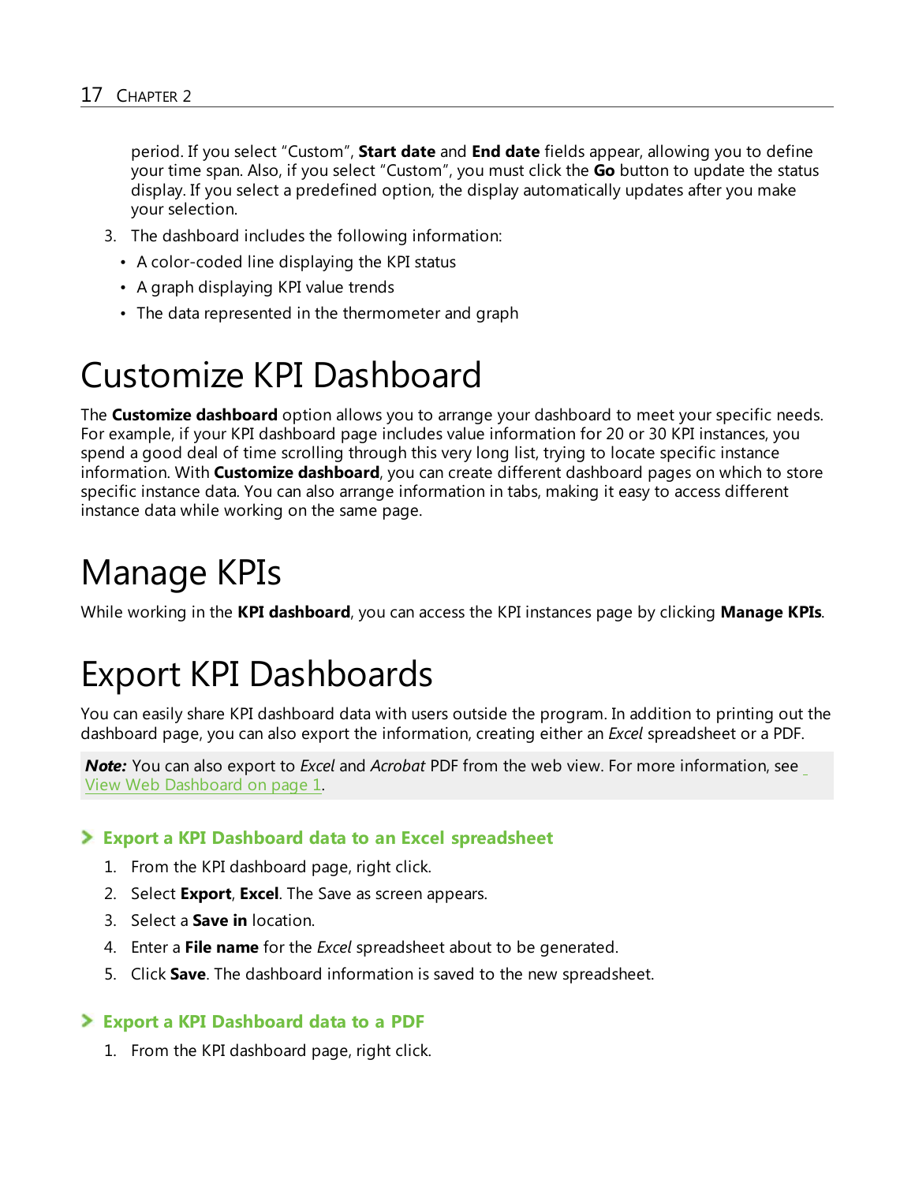period. If you select “Custom”, **Start date** and **End date** fields appear, allowing you to define your time span. Also, if you select “Custom”, you must click the **Go** button to update the status display. If you select a predefined option, the display automatically updates after you make your selection.

3. The dashboard includes the following information:
   - A color-coded line displaying the KPI status
   - A graph displaying KPI value trends
   - The data represented in the thermometer and graph

# Customize KPI Dashboard

The **Customize dashboard** option allows you to arrange your dashboard to meet your specific needs. For example, if your KPI dashboard page includes value information for 20 or 30 KPI instances, you spend a good deal of time scrolling through this very long list, trying to locate specific instance information. With **Customize dashboard**, you can create different dashboard pages on which to store specific instance data. You can also arrange information in tabs, making it easy to access different instance data while working on the same page.

# Manage KPIs

While working in the **KPI dashboard**, you can access the KPI instances page by clicking **Manage KPIs**.

# Export KPI Dashboards

You can easily share KPI dashboard data with users outside the program. In addition to printing out the dashboard page, you can also export the information, creating either an *Excel* spreadsheet or a PDF.

***Note:*** You can also export to *Excel* and *Acrobat* PDF from the web view. For more information, see View Web Dashboard on page 1.

### Export a KPI Dashboard data to an Excel spreadsheet

1. From the KPI dashboard page, right click.
2. Select **Export**, **Excel**. The Save as screen appears.
3. Select a **Save in** location.
4. Enter a **File name** for the *Excel* spreadsheet about to be generated.
5. Click **Save**. The dashboard information is saved to the new spreadsheet.

### Export a KPI Dashboard data to a PDF

1. From the KPI dashboard page, right click.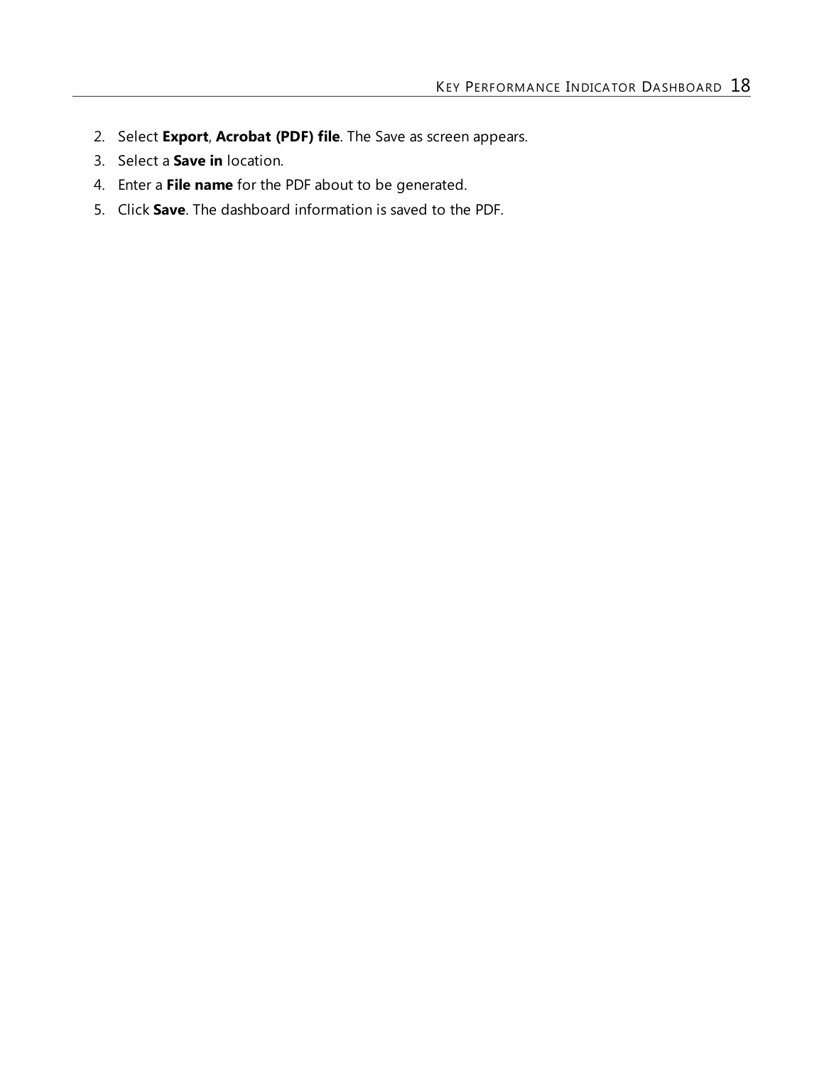2. Select **Export**, **Acrobat (PDF) file**. The Save as screen appears.
3. Select a **Save in** location.
4. Enter a **File name** for the PDF about to be generated.
5. Click **Save**. The dashboard information is saved to the PDF.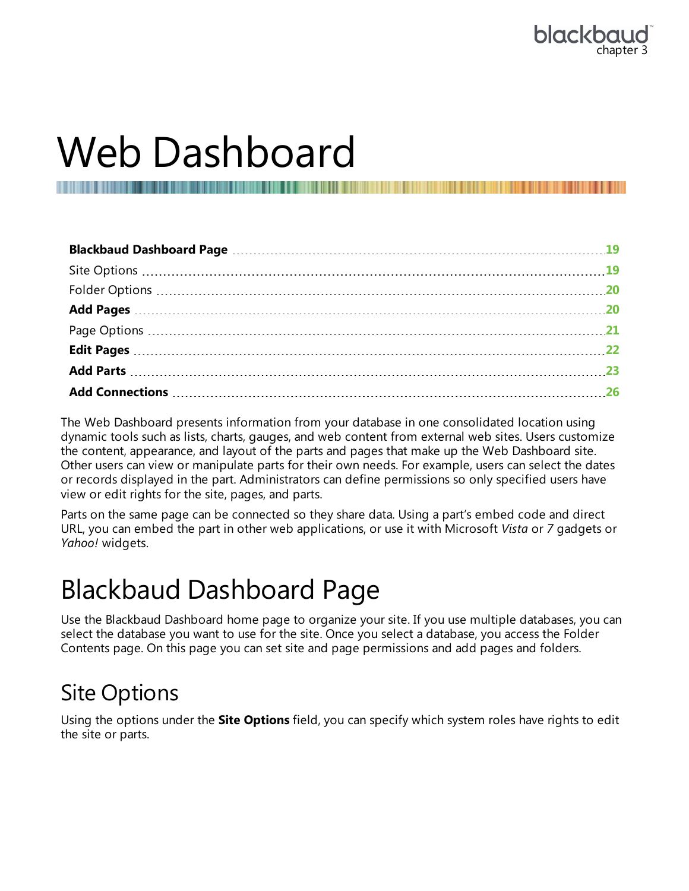# Web Dashboard

| | |
|---|---|
| **Blackbaud Dashboard Page** | 19 |
| Site Options | 19 |
| Folder Options | 20 |
| **Add Pages** | 20 |
| Page Options | 21 |
| **Edit Pages** | 22 |
| **Add Parts** | 23 |
| **Add Connections** | 26 |

The Web Dashboard presents information from your database in one consolidated location using dynamic tools such as lists, charts, gauges, and web content from external web sites. Users customize the content, appearance, and layout of the parts and pages that make up the Web Dashboard site. Other users can view or manipulate parts for their own needs. For example, users can select the dates or records displayed in the part. Administrators can define permissions so only specified users have view or edit rights for the site, pages, and parts.

Parts on the same page can be connected so they share data. Using a part's embed code and direct URL, you can embed the part in other web applications, or use it with Microsoft *Vista* or *7* gadgets or *Yahoo!* widgets.

## Blackbaud Dashboard Page

Use the Blackbaud Dashboard home page to organize your site. If you use multiple databases, you can select the database you want to use for the site. Once you select a database, you access the Folder Contents page. On this page you can set site and page permissions and add pages and folders.

### Site Options

Using the options under the **Site Options** field, you can specify which system roles have rights to edit the site or parts.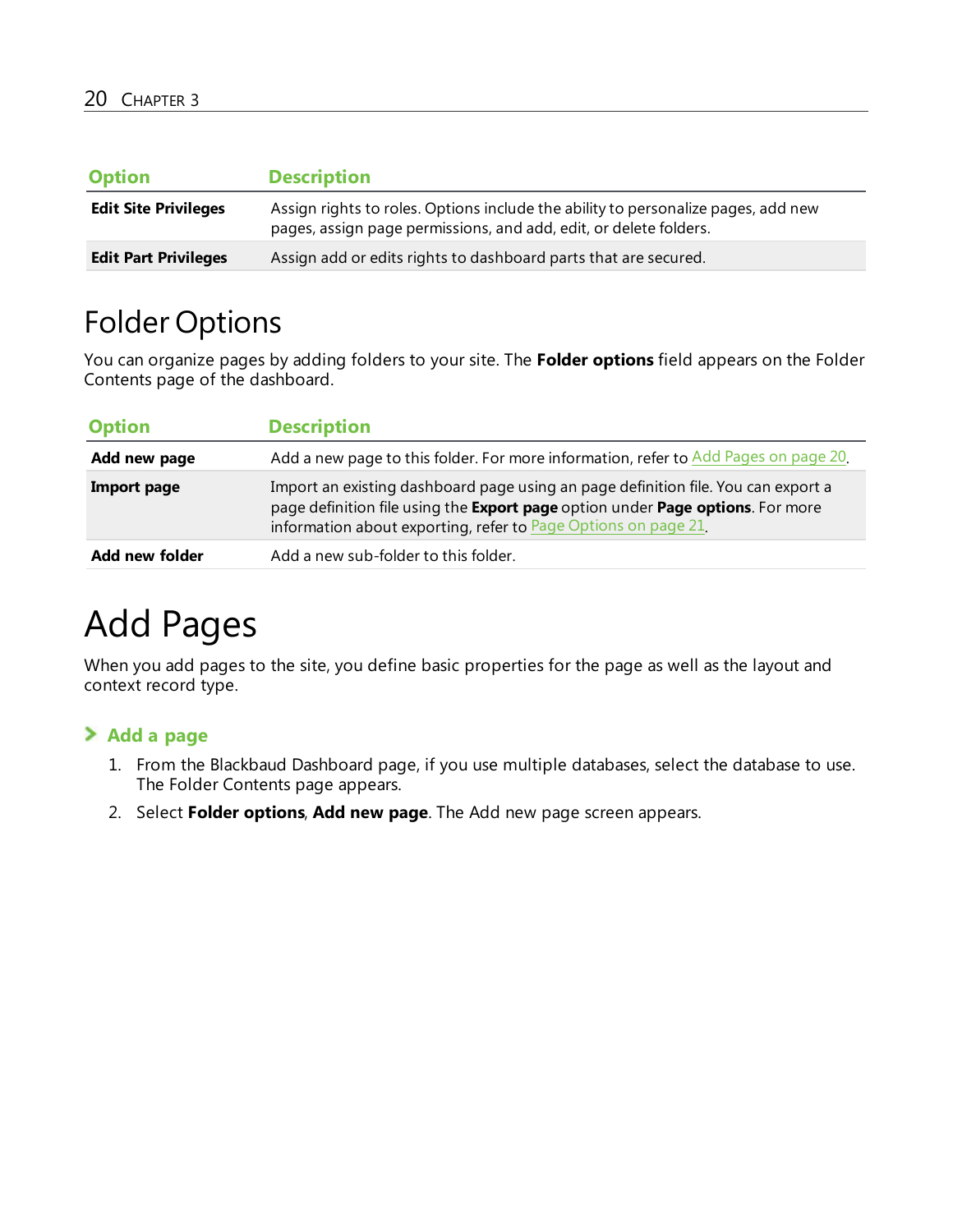| Option | Description |
| --- | --- |
| **Edit Site Privileges** | Assign rights to roles. Options include the ability to personalize pages, add new pages, assign page permissions, and add, edit, or delete folders. |
| **Edit Part Privileges** | Assign add or edits rights to dashboard parts that are secured. |

## Folder Options

You can organize pages by adding folders to your site. The **Folder options** field appears on the Folder Contents page of the dashboard.

| Option | Description |
| --- | --- |
| **Add new page** | Add a new page to this folder. For more information, refer to Add Pages on page 20. |
| **Import page** | Import an existing dashboard page using an page definition file. You can export a page definition file using the **Export page** option under **Page options**. For more information about exporting, refer to Page Options on page 21. |
| **Add new folder** | Add a new sub-folder to this folder. |

# Add Pages

When you add pages to the site, you define basic properties for the page as well as the layout and context record type.

### Add a page

1. From the Blackbaud Dashboard page, if you use multiple databases, select the database to use. The Folder Contents page appears.
2. Select **Folder options**, **Add new page**. The Add new page screen appears.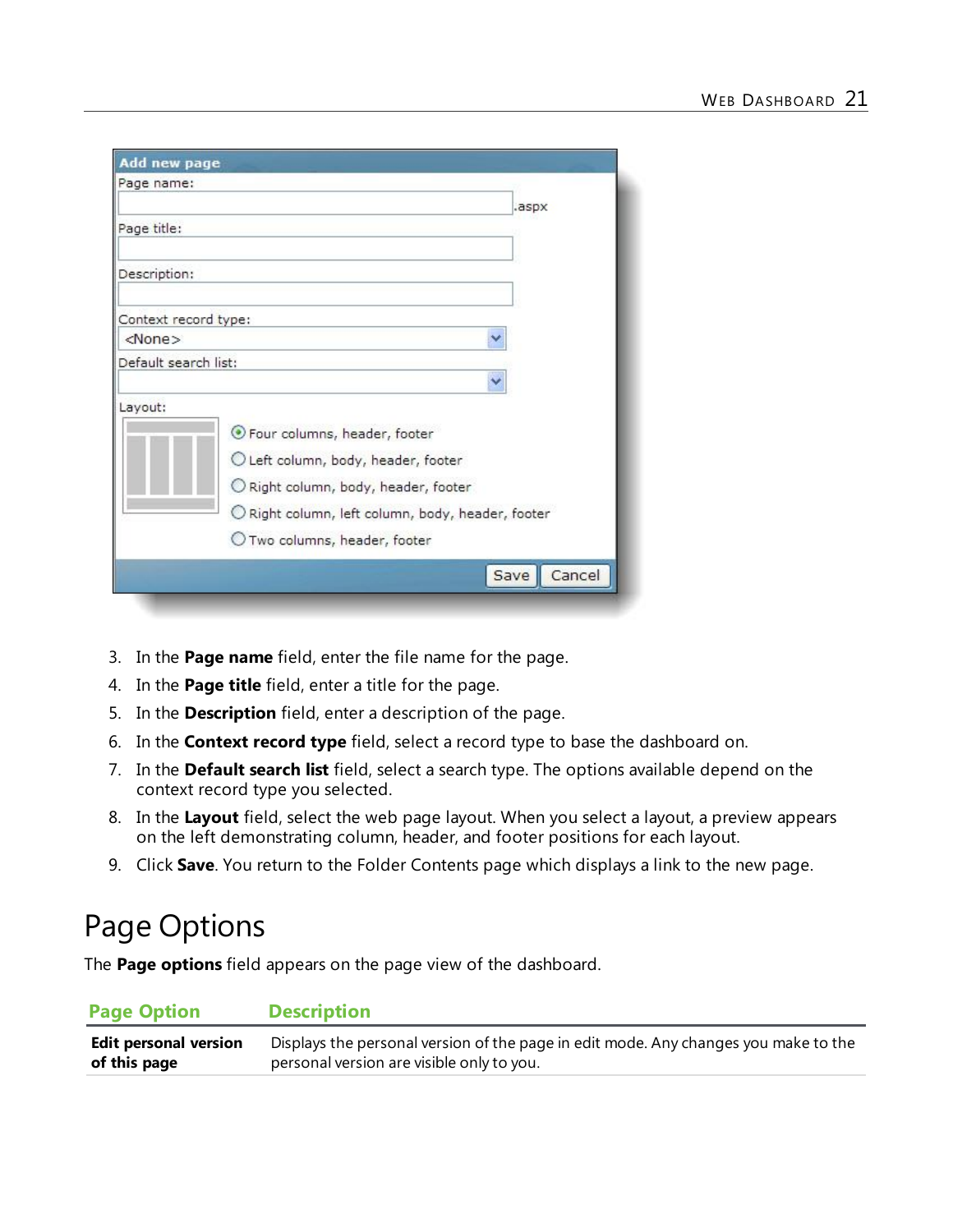3. In the **Page name** field, enter the file name for the page.
4. In the **Page title** field, enter a title for the page.
5. In the **Description** field, enter a description of the page.
6. In the **Context record type** field, select a record type to base the dashboard on.
7. In the **Default search list** field, select a search type. The options available depend on the context record type you selected.
8. In the **Layout** field, select the web page layout. When you select a layout, a preview appears on the left demonstrating column, header, and footer positions for each layout.
9. Click **Save**. You return to the Folder Contents page which displays a link to the new page.

# Page Options

The **Page options** field appears on the page view of the dashboard.

| Page Option | Description |
|---|---|
| **Edit personal version of this page** | Displays the personal version of the page in edit mode. Any changes you make to the personal version are visible only to you. |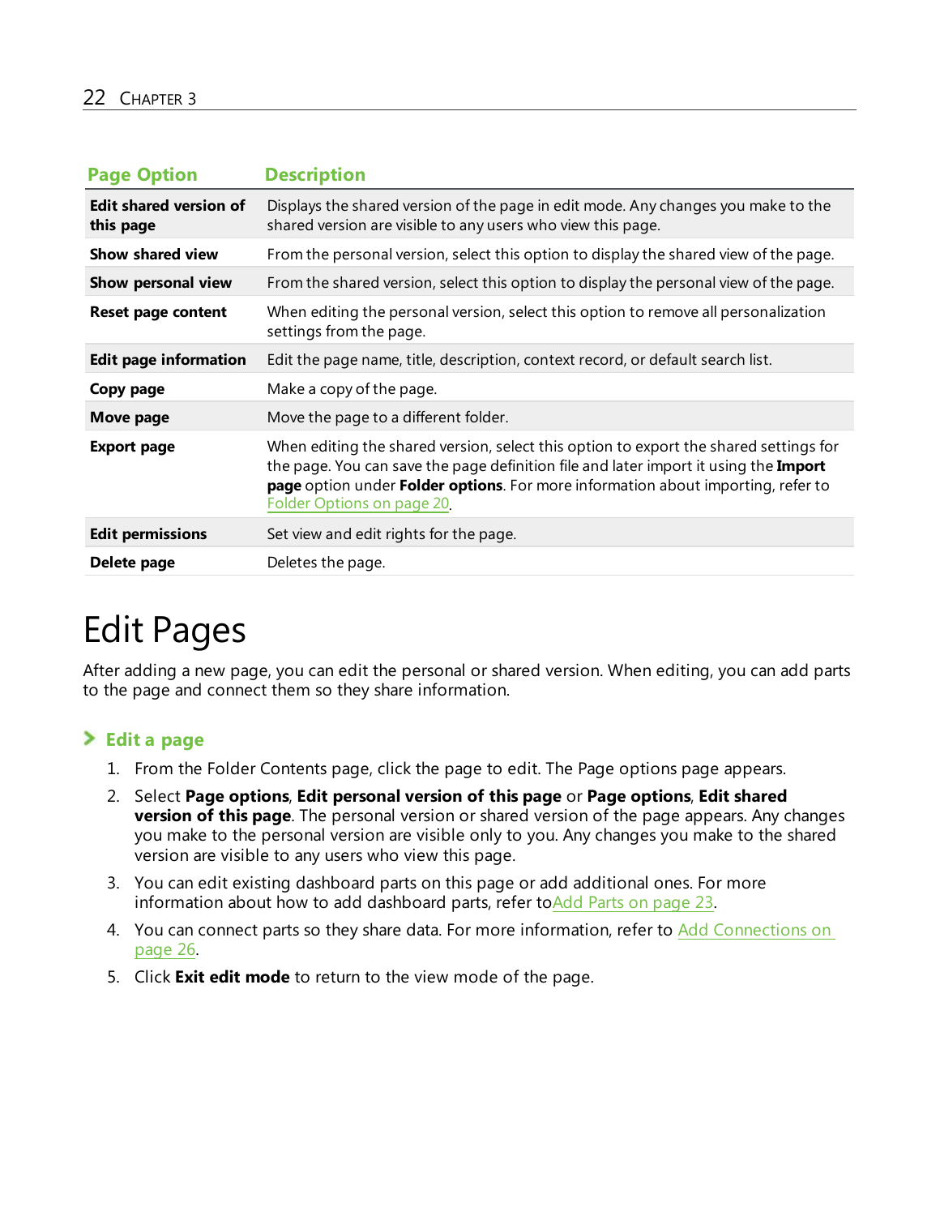| Page Option | Description |
|---|---|
| **Edit shared version of this page** | Displays the shared version of the page in edit mode. Any changes you make to the shared version are visible to any users who view this page. |
| **Show shared view** | From the personal version, select this option to display the shared view of the page. |
| **Show personal view** | From the shared version, select this option to display the personal view of the page. |
| **Reset page content** | When editing the personal version, select this option to remove all personalization settings from the page. |
| **Edit page information** | Edit the page name, title, description, context record, or default search list. |
| **Copy page** | Make a copy of the page. |
| **Move page** | Move the page to a different folder. |
| **Export page** | When editing the shared version, select this option to export the shared settings for the page. You can save the page definition file and later import it using the **Import page** option under **Folder options**. For more information about importing, refer to Folder Options on page 20. |
| **Edit permissions** | Set view and edit rights for the page. |
| **Delete page** | Deletes the page. |

# Edit Pages

After adding a new page, you can edit the personal or shared version. When editing, you can add parts to the page and connect them so they share information.

### Edit a page

1. From the Folder Contents page, click the page to edit. The Page options page appears.
2. Select **Page options**, **Edit personal version of this page** or **Page options**, **Edit shared version of this page**. The personal version or shared version of the page appears. Any changes you make to the personal version are visible only to you. Any changes you make to the shared version are visible to any users who view this page.
3. You can edit existing dashboard parts on this page or add additional ones. For more information about how to add dashboard parts, refer toAdd Parts on page 23.
4. You can connect parts so they share data. For more information, refer to Add Connections on page 26.
5. Click **Exit edit mode** to return to the view mode of the page.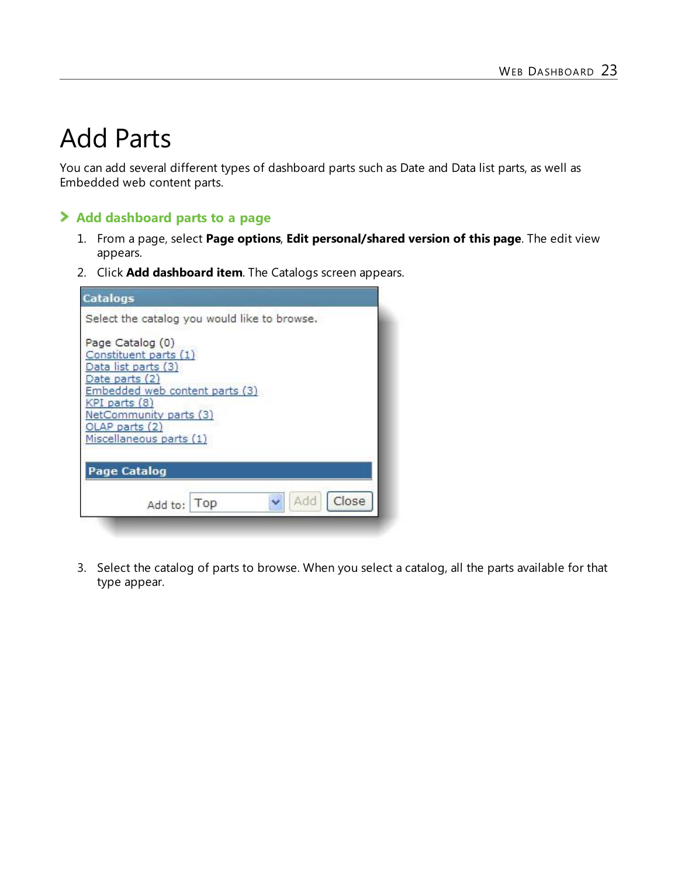# Add Parts

You can add several different types of dashboard parts such as Date and Data list parts, as well as Embedded web content parts.

## Add dashboard parts to a page

1. From a page, select **Page options**, **Edit personal/shared version of this page**. The edit view appears.
2. Click **Add dashboard item**. The Catalogs screen appears.

   **Catalogs**

   Select the catalog you would like to browse.

   Page Catalog (0)
   Constituent parts (1)
   Data list parts (3)
   Date parts (2)
   Embedded web content parts (3)
   KPI parts (8)
   NetCommunity parts (3)
   OLAP parts (2)
   Miscellaneous parts (1)

   **Page Catalog**

   Add to: Top | Add | Close

3. Select the catalog of parts to browse. When you select a catalog, all the parts available for that type appear.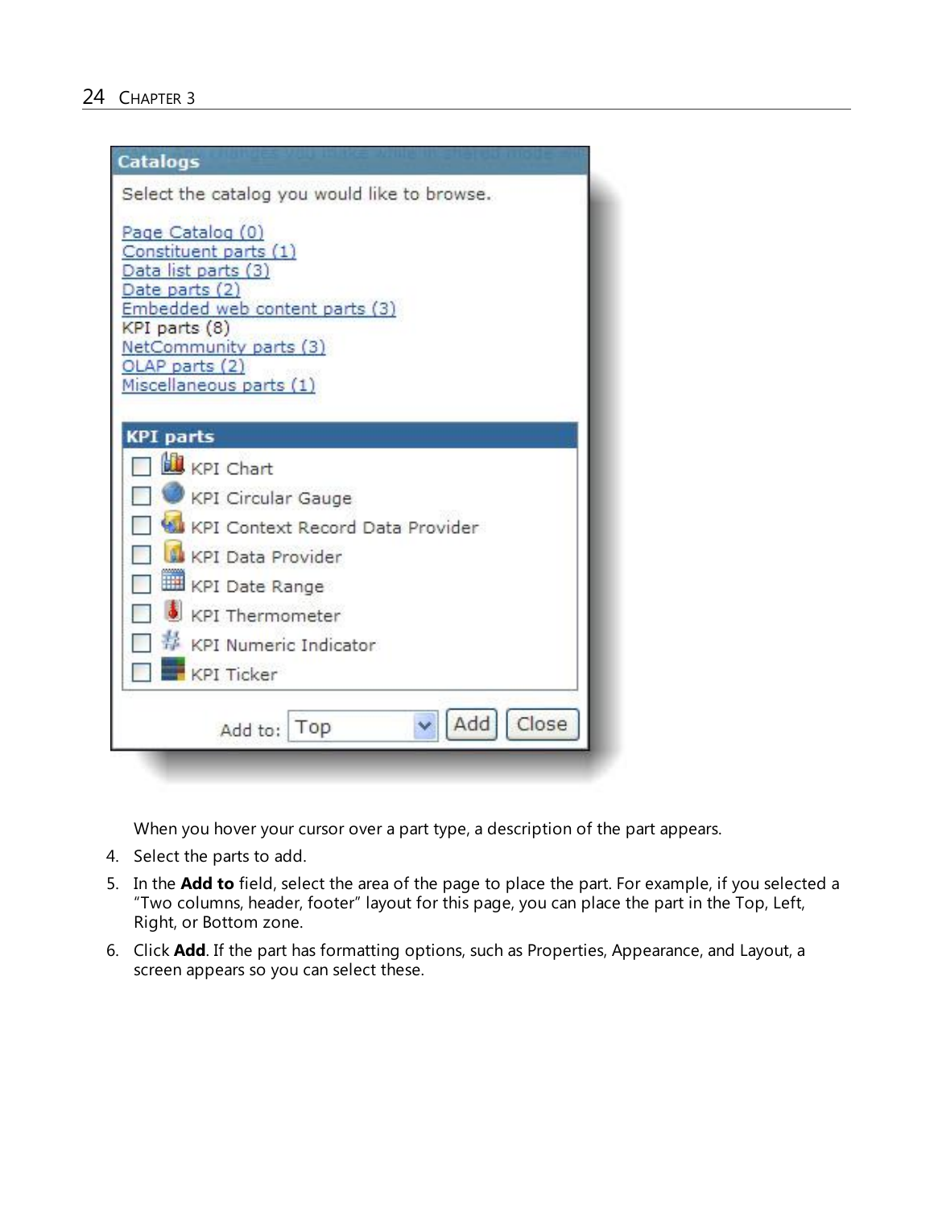Catalogs

Select the catalog you would like to browse.

Page Catalog (0)
Constituent parts (1)
Data list parts (3)
Date parts (2)
Embedded web content parts (3)
KPI parts (8)
NetCommunity parts (3)
OLAP parts (2)
Miscellaneous parts (1)

KPI parts

- KPI Chart
- KPI Circular Gauge
- KPI Context Record Data Provider
- KPI Data Provider
- KPI Date Range
- KPI Thermometer
- KPI Numeric Indicator
- KPI Ticker

Add to: Top | Add | Close

When you hover your cursor over a part type, a description of the part appears.

4. Select the parts to add.
5. In the **Add to** field, select the area of the page to place the part. For example, if you selected a "Two columns, header, footer" layout for this page, you can place the part in the Top, Left, Right, or Bottom zone.
6. Click **Add**. If the part has formatting options, such as Properties, Appearance, and Layout, a screen appears so you can select these.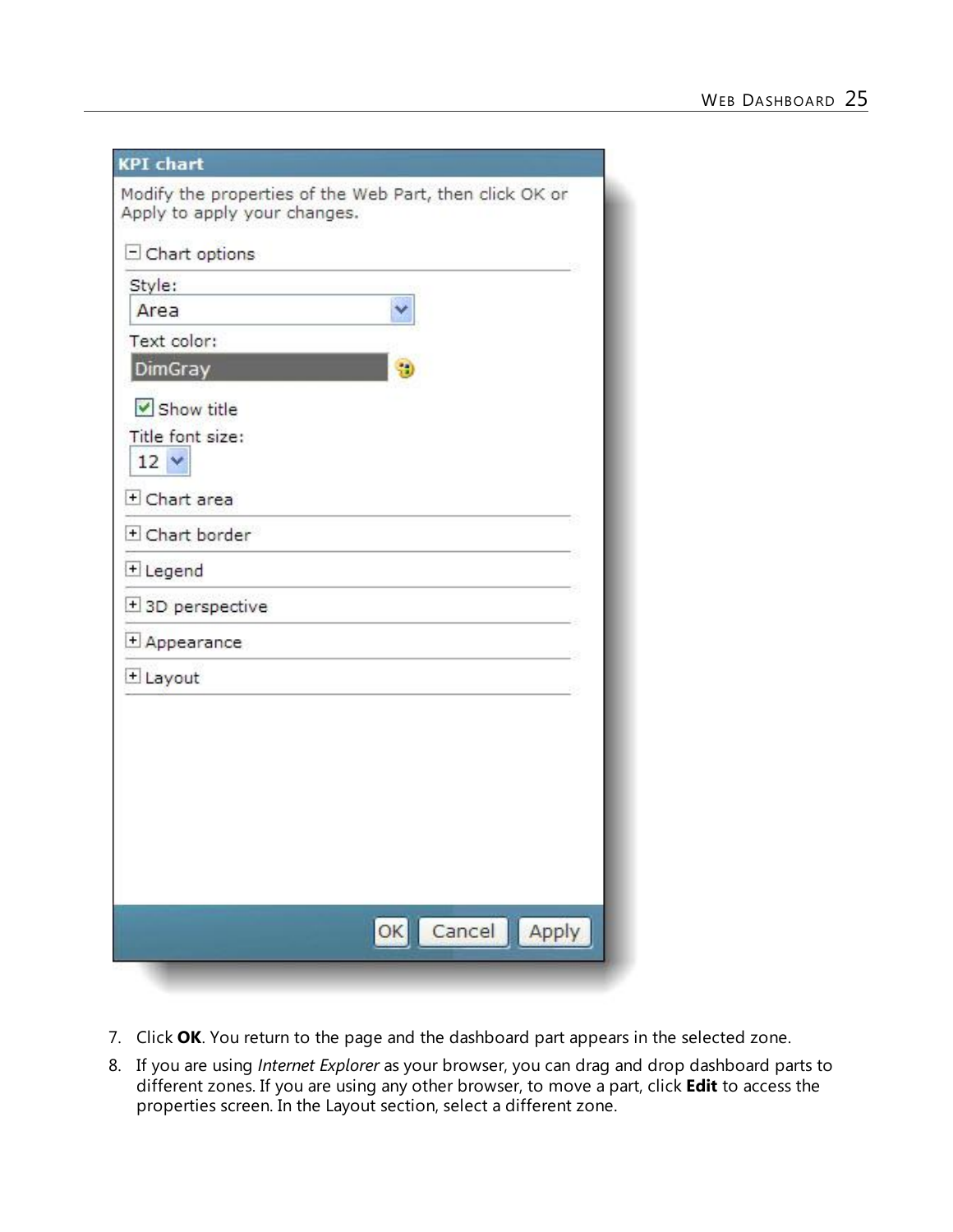KPI chart

Modify the properties of the Web Part, then click OK or Apply to apply your changes.

- Chart options

Style:
Area

Text color:
DimGray

Show title

Title font size:
12

- Chart area
- Chart border
- Legend
- 3D perspective
- Appearance
- Layout

OK | Cancel | Apply

7. Click **OK**. You return to the page and the dashboard part appears in the selected zone.
8. If you are using *Internet Explorer* as your browser, you can drag and drop dashboard parts to different zones. If you are using any other browser, to move a part, click **Edit** to access the properties screen. In the Layout section, select a different zone.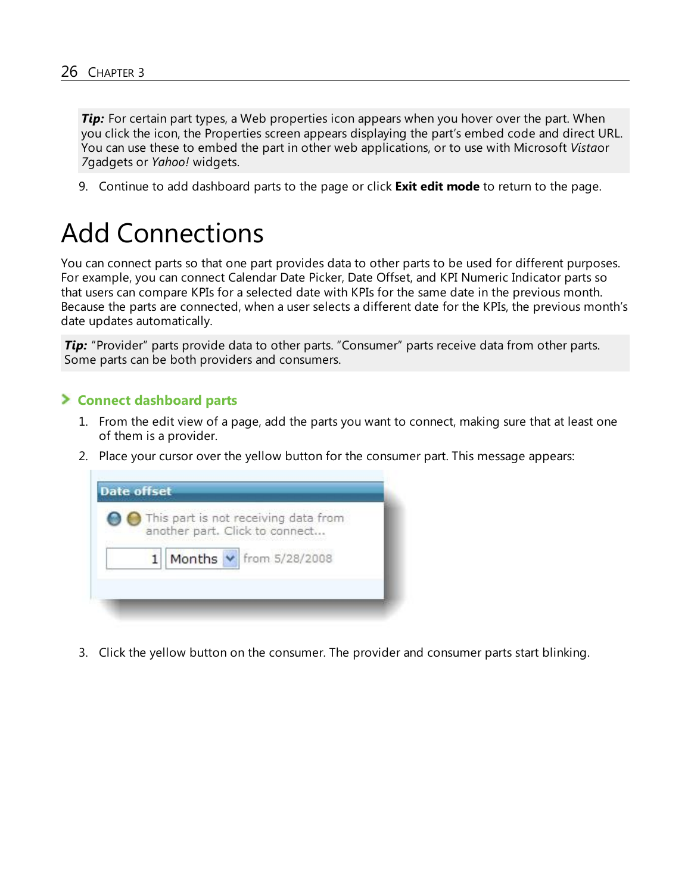> ***Tip:*** For certain part types, a Web properties icon appears when you hover over the part. When you click the icon, the Properties screen appears displaying the part's embed code and direct URL. You can use these to embed the part in other web applications, or to use with Microsoft *Vista*or *7*gadgets or *Yahoo!* widgets.

9. Continue to add dashboard parts to the page or click **Exit edit mode** to return to the page.

# Add Connections

You can connect parts so that one part provides data to other parts to be used for different purposes. For example, you can connect Calendar Date Picker, Date Offset, and KPI Numeric Indicator parts so that users can compare KPIs for a selected date with KPIs for the same date in the previous month. Because the parts are connected, when a user selects a different date for the KPIs, the previous month's date updates automatically.

> ***Tip:*** "Provider" parts provide data to other parts. "Consumer" parts receive data from other parts. Some parts can be both providers and consumers.

### Connect dashboard parts

1. From the edit view of a page, add the parts you want to connect, making sure that at least one of them is a provider.
2. Place your cursor over the yellow button for the consumer part. This message appears:

   Date offset

   This part is not receiving data from another part. Click to connect...

   1 Months from 5/28/2008

3. Click the yellow button on the consumer. The provider and consumer parts start blinking.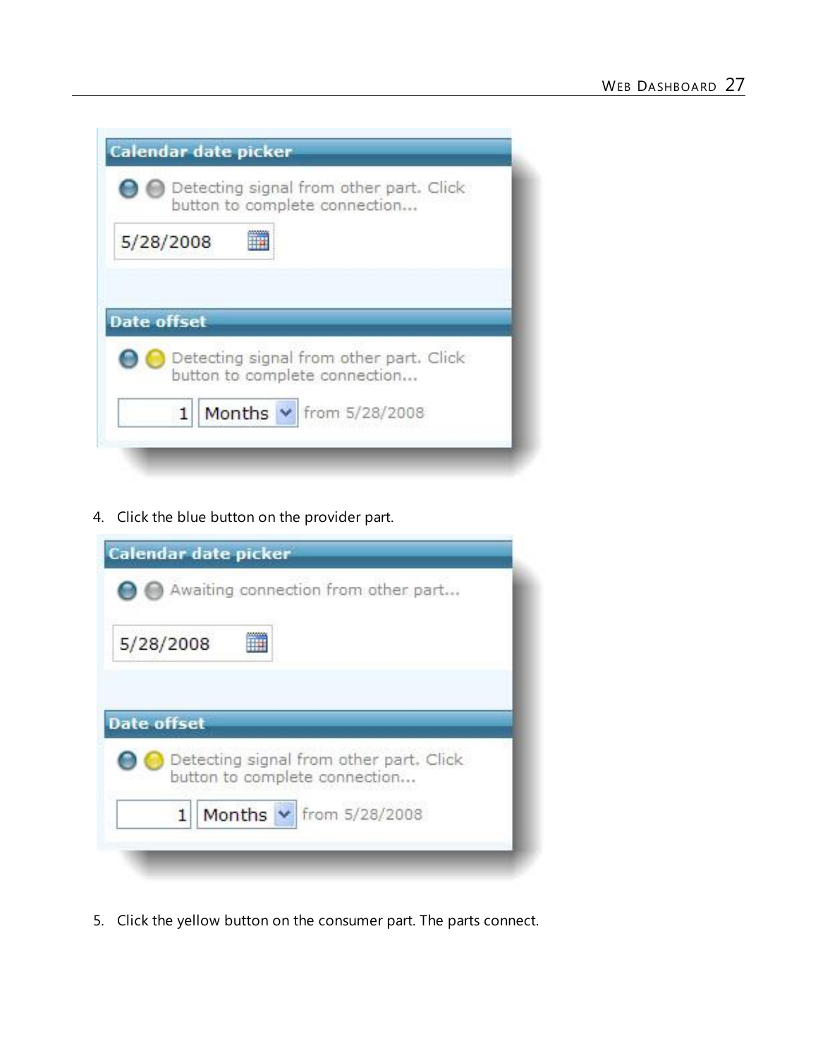4. Click the blue button on the provider part.

5. Click the yellow button on the consumer part. The parts connect.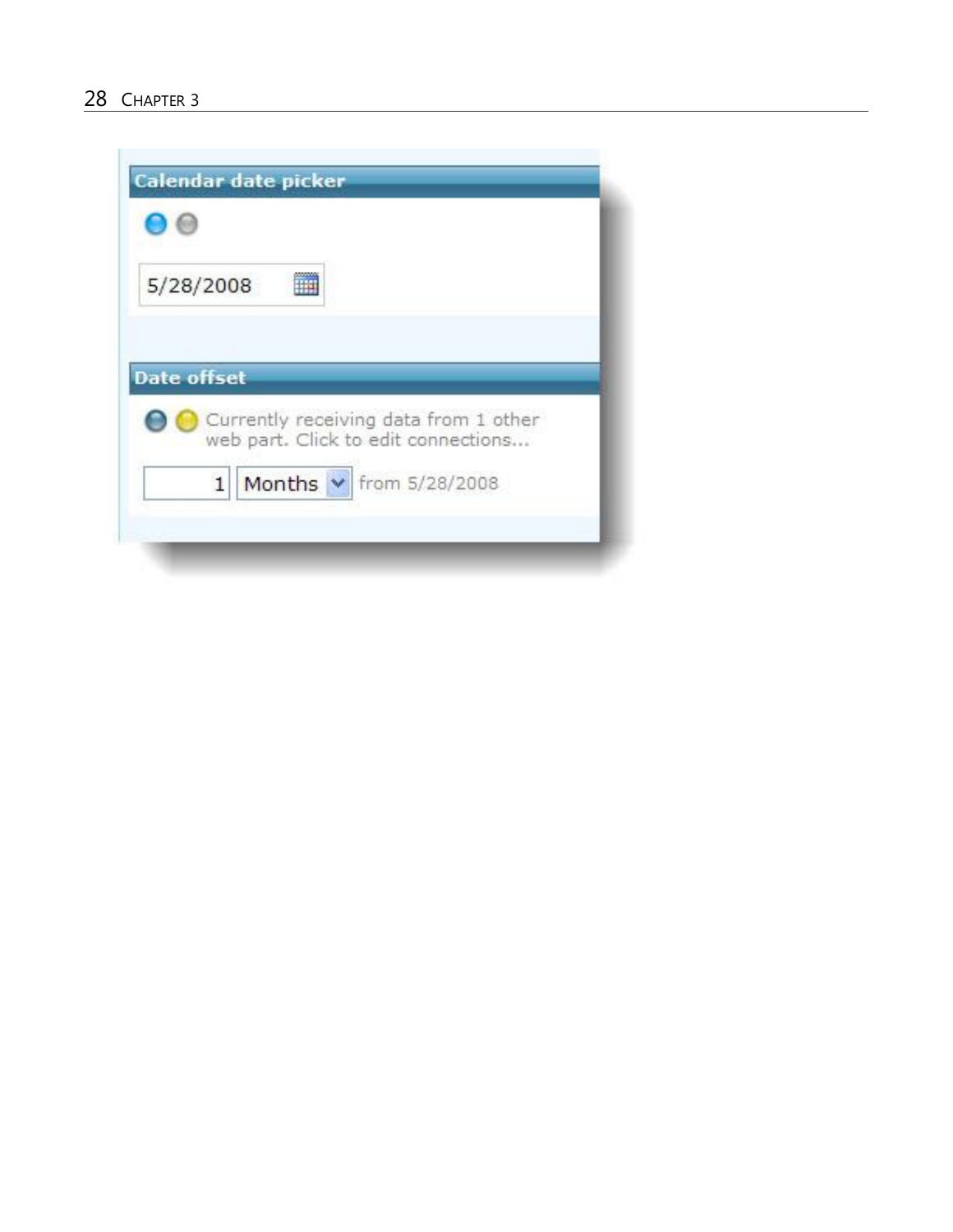**Calendar date picker**

5/28/2008

**Date offset**

Currently receiving data from 1 other web part. Click to edit connections...

1 Months from 5/28/2008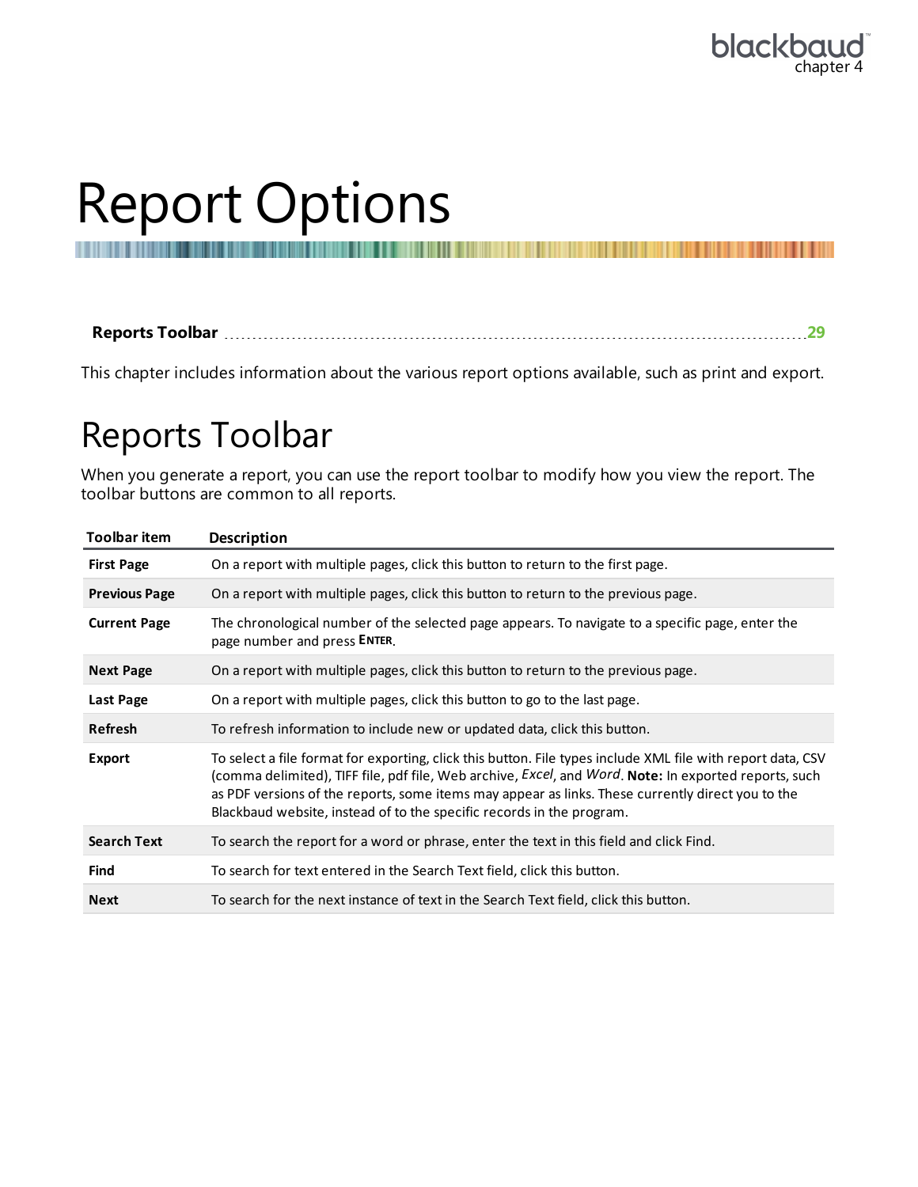# Report Options

**Reports Toolbar** ........................................................................................................ 29

This chapter includes information about the various report options available, such as print and export.

## Reports Toolbar

When you generate a report, you can use the report toolbar to modify how you view the report. The toolbar buttons are common to all reports.

| Toolbar item | Description |
| --- | --- |
| **First Page** | On a report with multiple pages, click this button to return to the first page. |
| **Previous Page** | On a report with multiple pages, click this button to return to the previous page. |
| **Current Page** | The chronological number of the selected page appears. To navigate to a specific page, enter the page number and press **ENTER**. |
| **Next Page** | On a report with multiple pages, click this button to return to the previous page. |
| **Last Page** | On a report with multiple pages, click this button to go to the last page. |
| **Refresh** | To refresh information to include new or updated data, click this button. |
| **Export** | To select a file format for exporting, click this button. File types include XML file with report data, CSV (comma delimited), TIFF file, pdf file, Web archive, *Excel*, and *Word*. **Note:** In exported reports, such as PDF versions of the reports, some items may appear as links. These currently direct you to the Blackbaud website, instead of to the specific records in the program. |
| **Search Text** | To search the report for a word or phrase, enter the text in this field and click Find. |
| **Find** | To search for text entered in the Search Text field, click this button. |
| **Next** | To search for the next instance of text in the Search Text field, click this button. |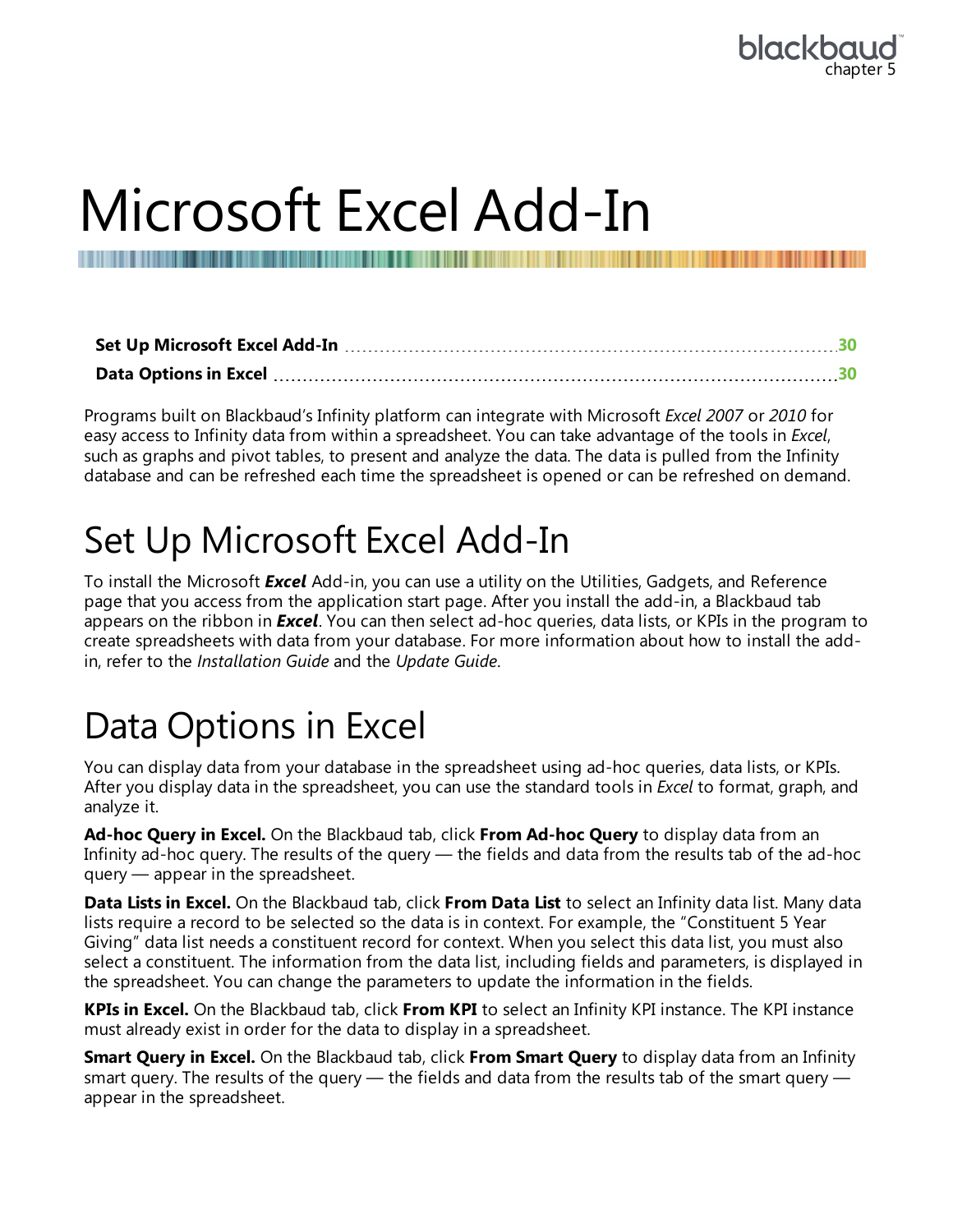# Microsoft Excel Add-In

| | |
|---|---|
| **Set Up Microsoft Excel Add-In** | **30** |
| **Data Options in Excel** | **30** |

Programs built on Blackbaud's Infinity platform can integrate with Microsoft *Excel 2007* or *2010* for easy access to Infinity data from within a spreadsheet. You can take advantage of the tools in *Excel*, such as graphs and pivot tables, to present and analyze the data. The data is pulled from the Infinity database and can be refreshed each time the spreadsheet is opened or can be refreshed on demand.

## Set Up Microsoft Excel Add-In

To install the Microsoft ***Excel*** Add-in, you can use a utility on the Utilities, Gadgets, and Reference page that you access from the application start page. After you install the add-in, a Blackbaud tab appears on the ribbon in ***Excel***. You can then select ad-hoc queries, data lists, or KPIs in the program to create spreadsheets with data from your database. For more information about how to install the add-in, refer to the *Installation Guide* and the *Update Guide*.

## Data Options in Excel

You can display data from your database in the spreadsheet using ad-hoc queries, data lists, or KPIs. After you display data in the spreadsheet, you can use the standard tools in *Excel* to format, graph, and analyze it.

**Ad-hoc Query in Excel.** On the Blackbaud tab, click **From Ad-hoc Query** to display data from an Infinity ad-hoc query. The results of the query — the fields and data from the results tab of the ad-hoc query — appear in the spreadsheet.

**Data Lists in Excel.** On the Blackbaud tab, click **From Data List** to select an Infinity data list. Many data lists require a record to be selected so the data is in context. For example, the "Constituent 5 Year Giving" data list needs a constituent record for context. When you select this data list, you must also select a constituent. The information from the data list, including fields and parameters, is displayed in the spreadsheet. You can change the parameters to update the information in the fields.

**KPIs in Excel.** On the Blackbaud tab, click **From KPI** to select an Infinity KPI instance. The KPI instance must already exist in order for the data to display in a spreadsheet.

**Smart Query in Excel.** On the Blackbaud tab, click **From Smart Query** to display data from an Infinity smart query. The results of the query — the fields and data from the results tab of the smart query — appear in the spreadsheet.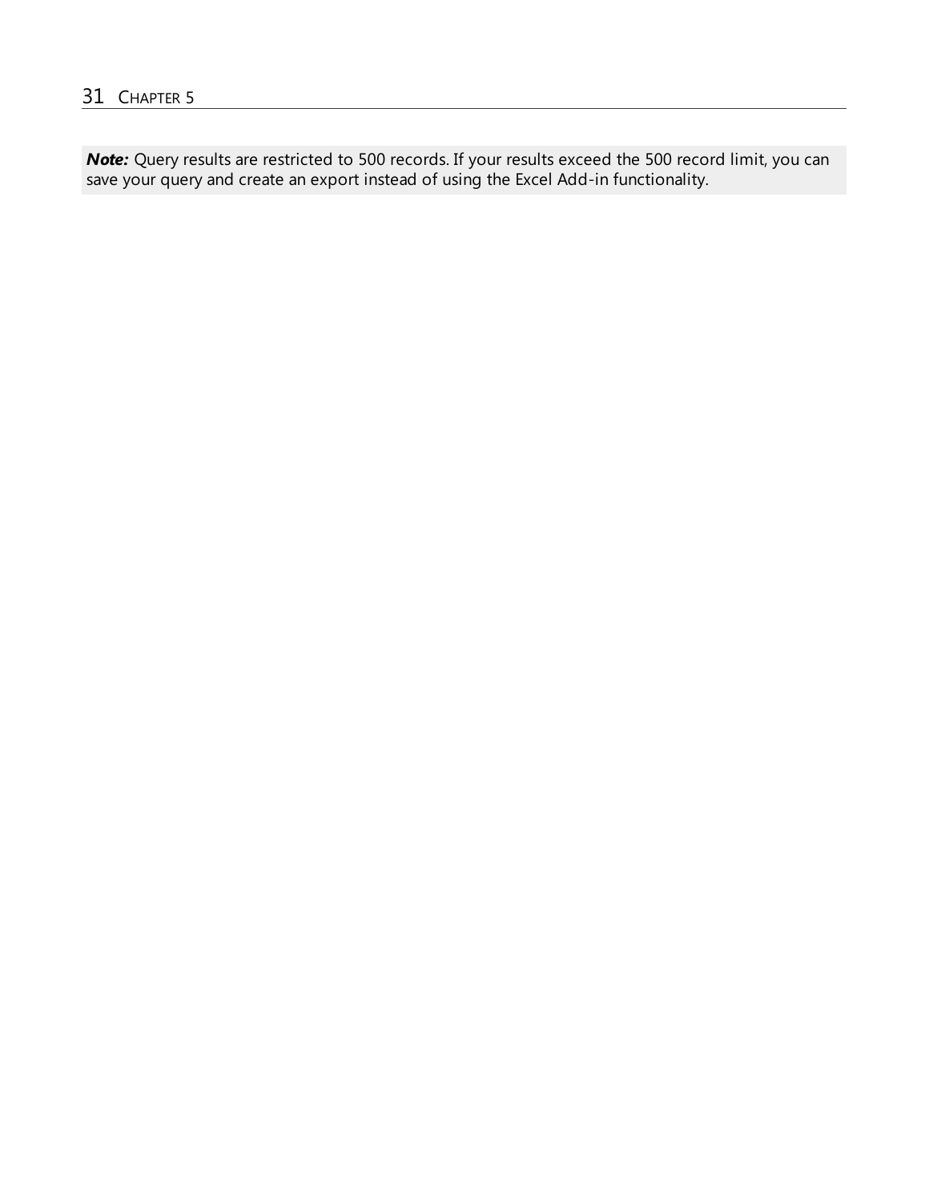***Note:*** Query results are restricted to 500 records. If your results exceed the 500 record limit, you can save your query and create an export instead of using the Excel Add-in functionality.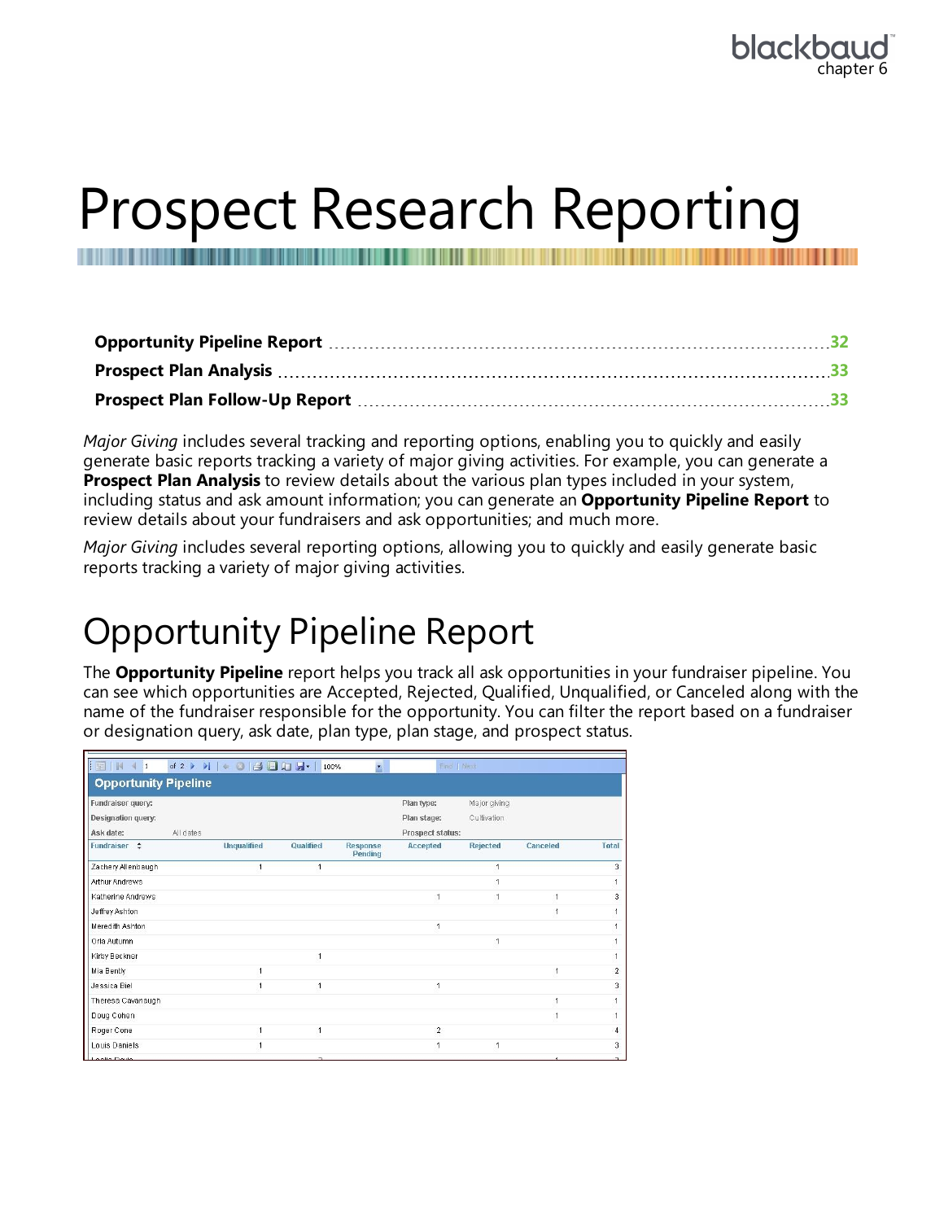# Prospect Research Reporting

| | |
|---|---|
| **Opportunity Pipeline Report** | 32 |
| **Prospect Plan Analysis** | 33 |
| **Prospect Plan Follow-Up Report** | 33 |

*Major Giving* includes several tracking and reporting options, enabling you to quickly and easily generate basic reports tracking a variety of major giving activities. For example, you can generate a **Prospect Plan Analysis** to review details about the various plan types included in your system, including status and ask amount information; you can generate an **Opportunity Pipeline Report** to review details about your fundraisers and ask opportunities; and much more.

*Major Giving* includes several reporting options, allowing you to quickly and easily generate basic reports tracking a variety of major giving activities.

## Opportunity Pipeline Report

The **Opportunity Pipeline** report helps you track all ask opportunities in your fundraiser pipeline. You can see which opportunities are Accepted, Rejected, Qualified, Unqualified, or Canceled along with the name of the fundraiser responsible for the opportunity. You can filter the report based on a fundraiser or designation query, ask date, plan type, plan stage, and prospect status.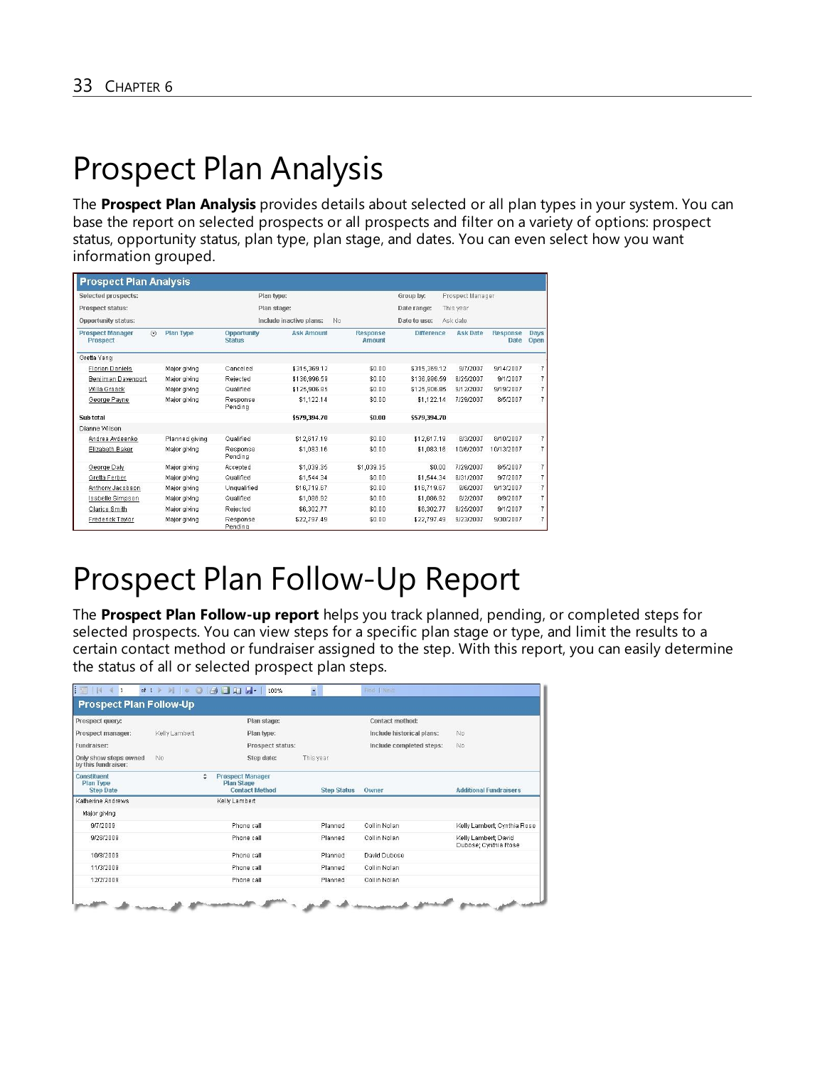# Prospect Plan Analysis

The **Prospect Plan Analysis** provides details about selected or all plan types in your system. You can base the report on selected prospects or all prospects and filter on a variety of options: prospect status, opportunity status, plan type, plan stage, and dates. You can even select how you want information grouped.

**Prospect Plan Analysis**

Selected prospects:
Plan type:
Group by: Prospect Manager
Prospect status:
Plan stage:
Date range: This year
Opportunity status:
Include inactive plans: No
Date to use: Ask date

| Prospect Manager / Prospect | Plan Type | Opportunity Status | Ask Amount | Response Amount | Difference | Ask Date | Response Date | Days Open |
|---|---|---|---|---|---|---|---|---|
| Oretta Yang | | | | | | | | |
| Florian Daniels | Major giving | Canceled | $315,369.12 | $0.00 | $315,369.12 | 9/7/2007 | 9/14/2007 | 7 |
| Benjiman Davenport | Major giving | Rejected | $136,996.59 | $0.00 | $136,996.59 | 8/25/2007 | 9/1/2007 | 7 |
| Willa Groeck | Major giving | Qualified | $125,906.85 | $0.00 | $125,906.85 | 9/12/2007 | 9/19/2007 | 7 |
| George Payne | Major giving | Response Pending | $1,122.14 | $0.00 | $1,122.14 | 7/29/2007 | 8/5/2007 | 7 |
| Sub total | | | $579,394.70 | $0.00 | $579,394.70 | | | |
| Dianne Wilson | | | | | | | | |
| Andrea Avdeenko | Planned giving | Qualified | $12,617.19 | $0.00 | $12,617.19 | 8/3/2007 | 8/10/2007 | 7 |
| Elizabeth Baker | Major giving | Response Pending | $1,083.16 | $0.00 | $1,083.16 | 10/6/2007 | 10/13/2007 | 7 |
| George Daly | Major giving | Accepted | $1,039.35 | $1,039.35 | $0.00 | 7/29/2007 | 8/5/2007 | 7 |
| Gretta Ferber | Major giving | Qualified | $1,544.34 | $0.00 | $1,544.34 | 8/31/2007 | 9/7/2007 | 7 |
| Anthony Jacobson | Major giving | Unqualified | $16,719.67 | $0.00 | $16,719.67 | 8/6/2007 | 8/13/2007 | 7 |
| Isabelle Simpson | Major giving | Qualified | $1,086.92 | $0.00 | $1,086.92 | 8/2/2007 | 8/9/2007 | 7 |
| Clarice Smith | Major giving | Rejected | $6,302.77 | $0.00 | $6,302.77 | 8/25/2007 | 9/1/2007 | 7 |
| Frederick Taylor | Major giving | Response Pending | $22,797.49 | $0.00 | $22,797.49 | 9/23/2007 | 9/30/2007 | 7 |

# Prospect Plan Follow-Up Report

The **Prospect Plan Follow-up report** helps you track planned, pending, or completed steps for selected prospects. You can view steps for a specific plan stage or type, and limit the results to a certain contact method or fundraiser assigned to the step. With this report, you can easily determine the status of all or selected prospect plan steps.

**Prospect Plan Follow-Up**

Prospect query:
Plan stage:
Contact method:
Prospect manager: Kelly Lambert
Plan type:
Include historical plans: No
Fundraiser:
Prospect status:
Include completed steps: No
Only show steps owned by this fundraiser: No
Step date: This year

| Constituent / Plan Type / Step Date | Prospect Manager / Plan Stage / Contact Method | Step Status | Owner | Additional Fundraisers |
|---|---|---|---|---|
| Katherine Andrews | Kelly Lambert | | | |
| Major giving | | | | |
| 9/7/2008 | Phone call | Planned | Collin Nolan | Kelly Lambert; Cynthia Rose |
| 9/26/2008 | Phone call | Planned | Collin Nolan | Kelly Lambert; David Dubose; Cynthia Rose |
| 10/8/2008 | Phone call | Planned | David Dubose | |
| 11/3/2008 | Phone call | Planned | Collin Nolan | |
| 12/2/2008 | Phone call | Planned | Collin Nolan | |